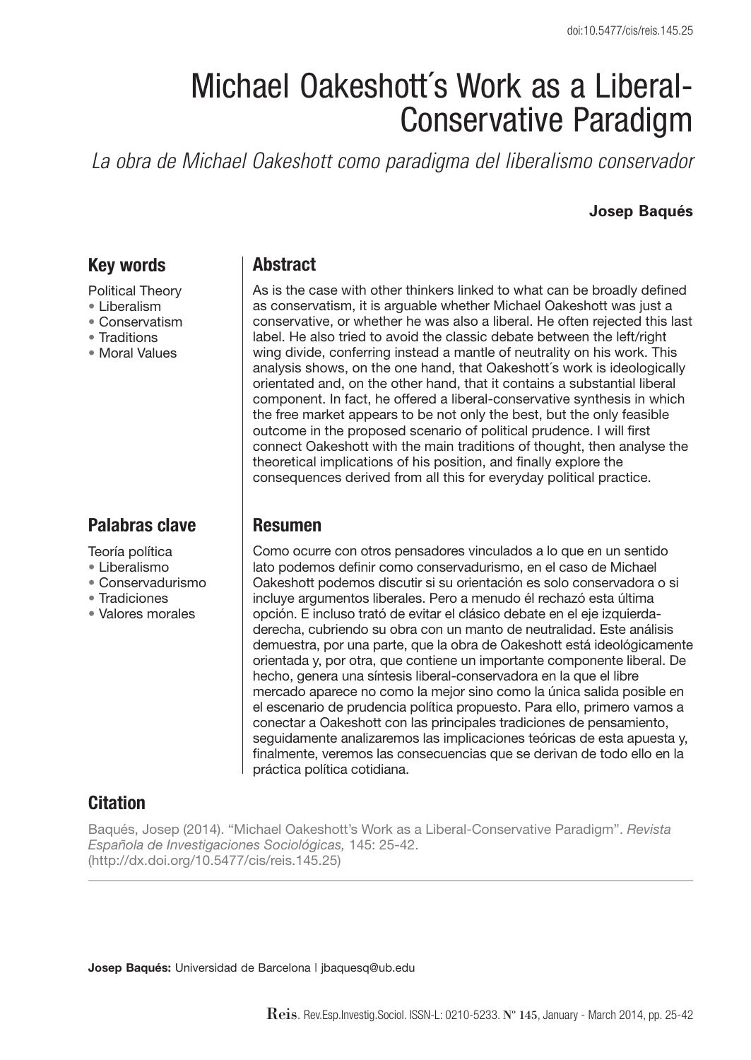doi:10.5477/cis/reis.145.25

# Michael Oakeshott´s Work as a Liberal-Conservative Paradigm

*La obra de Michael Oakeshott como paradigma del liberalismo conservador*

**Josep Baqués**

## Key words

Political Theory
- Liberalism
- Conservatism
- Traditions
- Moral Values

## Abstract

As is the case with other thinkers linked to what can be broadly defined as conservatism, it is arguable whether Michael Oakeshott was just a conservative, or whether he was also a liberal. He often rejected this last label. He also tried to avoid the classic debate between the left/right wing divide, conferring instead a mantle of neutrality on his work. This analysis shows, on the one hand, that Oakeshott´s work is ideologically orientated and, on the other hand, that it contains a substantial liberal component. In fact, he offered a liberal-conservative synthesis in which the free market appears to be not only the best, but the only feasible outcome in the proposed scenario of political prudence. I will first connect Oakeshott with the main traditions of thought, then analyse the theoretical implications of his position, and finally explore the consequences derived from all this for everyday political practice.

## Palabras clave

Teoría política
- Liberalismo
- Conservadurismo
- Tradiciones
- Valores morales

## Resumen

Como ocurre con otros pensadores vinculados a lo que en un sentido lato podemos definir como conservadurismo, en el caso de Michael Oakeshott podemos discutir si su orientación es solo conservadora o si incluye argumentos liberales. Pero a menudo él rechazó esta última opción. E incluso trató de evitar el clásico debate en el eje izquierda-derecha, cubriendo su obra con un manto de neutralidad. Este análisis demuestra, por una parte, que la obra de Oakeshott está ideológicamente orientada y, por otra, que contiene un importante componente liberal. De hecho, genera una síntesis liberal-conservadora en la que el libre mercado aparece no como la mejor sino como la única salida posible en el escenario de prudencia política propuesto. Para ello, primero vamos a conectar a Oakeshott con las principales tradiciones de pensamiento, seguidamente analizaremos las implicaciones teóricas de esta apuesta y, finalmente, veremos las consecuencias que se derivan de todo ello en la práctica política cotidiana.

## Citation

Baqués, Josep (2014). "Michael Oakeshott's Work as a Liberal-Conservative Paradigm". *Revista Española de Investigaciones Sociológicas,* 145: 25-42. (http://dx.doi.org/10.5477/cis/reis.145.25)

**Josep Baqués:** Universidad de Barcelona | jbaquesq@ub.edu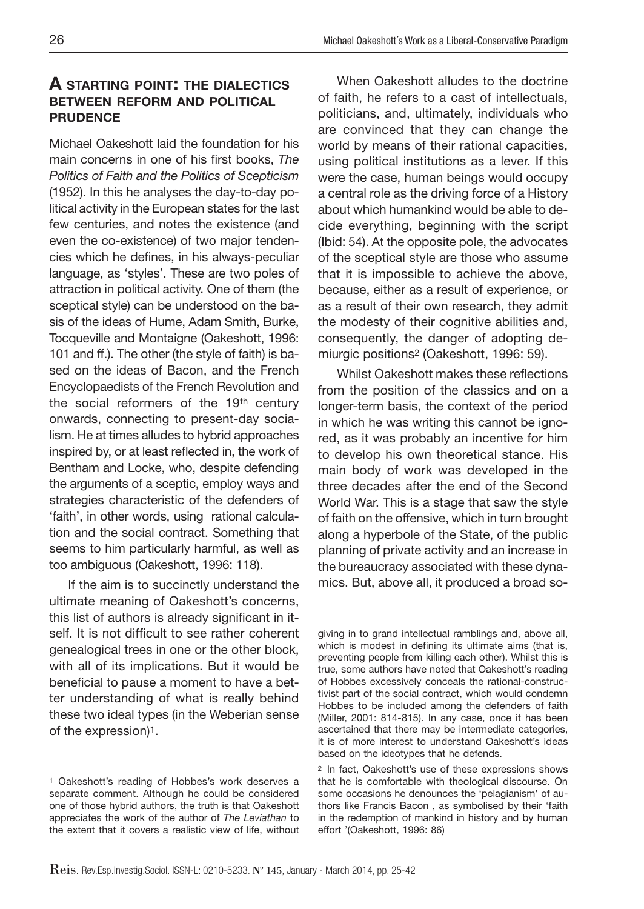## A STARTING POINT: THE DIALECTICS BETWEEN REFORM AND POLITICAL PRUDENCE

Michael Oakeshott laid the foundation for his main concerns in one of his first books, *The Politics of Faith and the Politics of Scepticism* (1952). In this he analyses the day-to-day political activity in the European states for the last few centuries, and notes the existence (and even the co-existence) of two major tendencies which he defines, in his always-peculiar language, as 'styles'. These are two poles of attraction in political activity. One of them (the sceptical style) can be understood on the basis of the ideas of Hume, Adam Smith, Burke, Tocqueville and Montaigne (Oakeshott, 1996: 101 and ff.). The other (the style of faith) is based on the ideas of Bacon, and the French Encyclopaedists of the French Revolution and the social reformers of the 19th century onwards, connecting to present-day socialism. He at times alludes to hybrid approaches inspired by, or at least reflected in, the work of Bentham and Locke, who, despite defending the arguments of a sceptic, employ ways and strategies characteristic of the defenders of 'faith', in other words, using rational calculation and the social contract. Something that seems to him particularly harmful, as well as too ambiguous (Oakeshott, 1996: 118).

If the aim is to succinctly understand the ultimate meaning of Oakeshott's concerns, this list of authors is already significant in itself. It is not difficult to see rather coherent genealogical trees in one or the other block, with all of its implications. But it would be beneficial to pause a moment to have a better understanding of what is really behind these two ideal types (in the Weberian sense of the expression)[1].

When Oakeshott alludes to the doctrine of faith, he refers to a cast of intellectuals, politicians, and, ultimately, individuals who are convinced that they can change the world by means of their rational capacities, using political institutions as a lever. If this were the case, human beings would occupy a central role as the driving force of a History about which humankind would be able to decide everything, beginning with the script (Ibid: 54). At the opposite pole, the advocates of the sceptical style are those who assume that it is impossible to achieve the above, because, either as a result of experience, or as a result of their own research, they admit the modesty of their cognitive abilities and, consequently, the danger of adopting demiurgic positions[2] (Oakeshott, 1996: 59).

Whilst Oakeshott makes these reflections from the position of the classics and on a longer-term basis, the context of the period in which he was writing this cannot be ignored, as it was probably an incentive for him to develop his own theoretical stance. His main body of work was developed in the three decades after the end of the Second World War. This is a stage that saw the style of faith on the offensive, which in turn brought along a hyperbole of the State, of the public planning of private activity and an increase in the bureaucracy associated with these dynamics. But, above all, it produced a broad so-

---

[1] Oakeshott's reading of Hobbes's work deserves a separate comment. Although he could be considered one of those hybrid authors, the truth is that Oakeshott appreciates the work of the author of *The Leviathan* to the extent that it covers a realistic view of life, without giving in to grand intellectual ramblings and, above all, which is modest in defining its ultimate aims (that is, preventing people from killing each other). Whilst this is true, some authors have noted that Oakeshott's reading of Hobbes excessively conceals the rational-constructivist part of the social contract, which would condemn Hobbes to be included among the defenders of faith (Miller, 2001: 814-815). In any case, once it has been ascertained that there may be intermediate categories, it is of more interest to understand Oakeshott's ideas based on the ideotypes that he defends.

[2] In fact, Oakeshott's use of these expressions shows that he is comfortable with theological discourse. On some occasions he denounces the 'pelagianism' of authors like Francis Bacon , as symbolised by their 'faith in the redemption of mankind in history and by human effort '(Oakeshott, 1996: 86)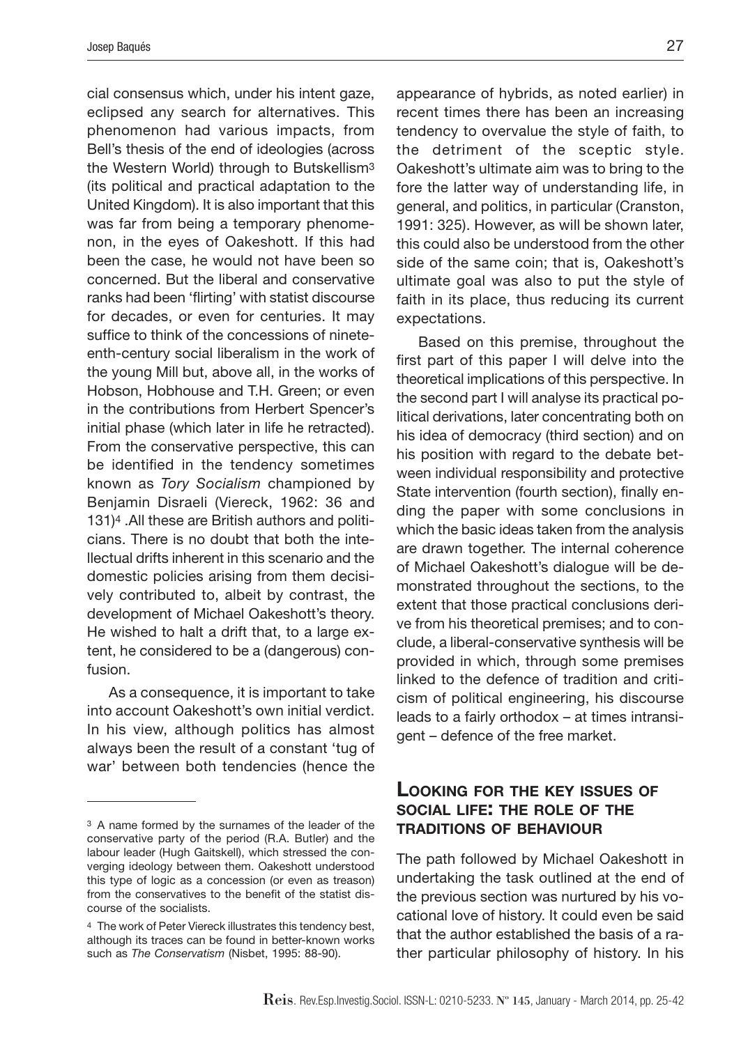cial consensus which, under his intent gaze, eclipsed any search for alternatives. This phenomenon had various impacts, from Bell's thesis of the end of ideologies (across the Western World) through to Butskellism[3] (its political and practical adaptation to the United Kingdom). It is also important that this was far from being a temporary phenomenon, in the eyes of Oakeshott. If this had been the case, he would not have been so concerned. But the liberal and conservative ranks had been 'flirting' with statist discourse for decades, or even for centuries. It may suffice to think of the concessions of nineteenth-century social liberalism in the work of the young Mill but, above all, in the works of Hobson, Hobhouse and T.H. Green; or even in the contributions from Herbert Spencer's initial phase (which later in life he retracted). From the conservative perspective, this can be identified in the tendency sometimes known as *Tory Socialism* championed by Benjamin Disraeli (Viereck, 1962: 36 and 131)[4] .All these are British authors and politicians. There is no doubt that both the intellectual drifts inherent in this scenario and the domestic policies arising from them decisively contributed to, albeit by contrast, the development of Michael Oakeshott's theory. He wished to halt a drift that, to a large extent, he considered to be a (dangerous) confusion.

As a consequence, it is important to take into account Oakeshott's own initial verdict. In his view, although politics has almost always been the result of a constant 'tug of war' between both tendencies (hence the appearance of hybrids, as noted earlier) in recent times there has been an increasing tendency to overvalue the style of faith, to the detriment of the sceptic style. Oakeshott's ultimate aim was to bring to the fore the latter way of understanding life, in general, and politics, in particular (Cranston, 1991: 325). However, as will be shown later, this could also be understood from the other side of the same coin; that is, Oakeshott's ultimate goal was also to put the style of faith in its place, thus reducing its current expectations.

Based on this premise, throughout the first part of this paper I will delve into the theoretical implications of this perspective. In the second part I will analyse its practical political derivations, later concentrating both on his idea of democracy (third section) and on his position with regard to the debate between individual responsibility and protective State intervention (fourth section), finally ending the paper with some conclusions in which the basic ideas taken from the analysis are drawn together. The internal coherence of Michael Oakeshott's dialogue will be demonstrated throughout the sections, to the extent that those practical conclusions derive from his theoretical premises; and to conclude, a liberal-conservative synthesis will be provided in which, through some premises linked to the defence of tradition and criticism of political engineering, his discourse leads to a fairly orthodox – at times intransigent – defence of the free market.

## Looking for the key issues of social life: the role of the traditions of behaviour

The path followed by Michael Oakeshott in undertaking the task outlined at the end of the previous section was nurtured by his vocational love of history. It could even be said that the author established the basis of a rather particular philosophy of history. In his

---

[3] A name formed by the surnames of the leader of the conservative party of the period (R.A. Butler) and the labour leader (Hugh Gaitskell), which stressed the converging ideology between them. Oakeshott understood this type of logic as a concession (or even as treason) from the conservatives to the benefit of the statist discourse of the socialists.

[4] The work of Peter Viereck illustrates this tendency best, although its traces can be found in better-known works such as *The Conservatism* (Nisbet, 1995: 88-90).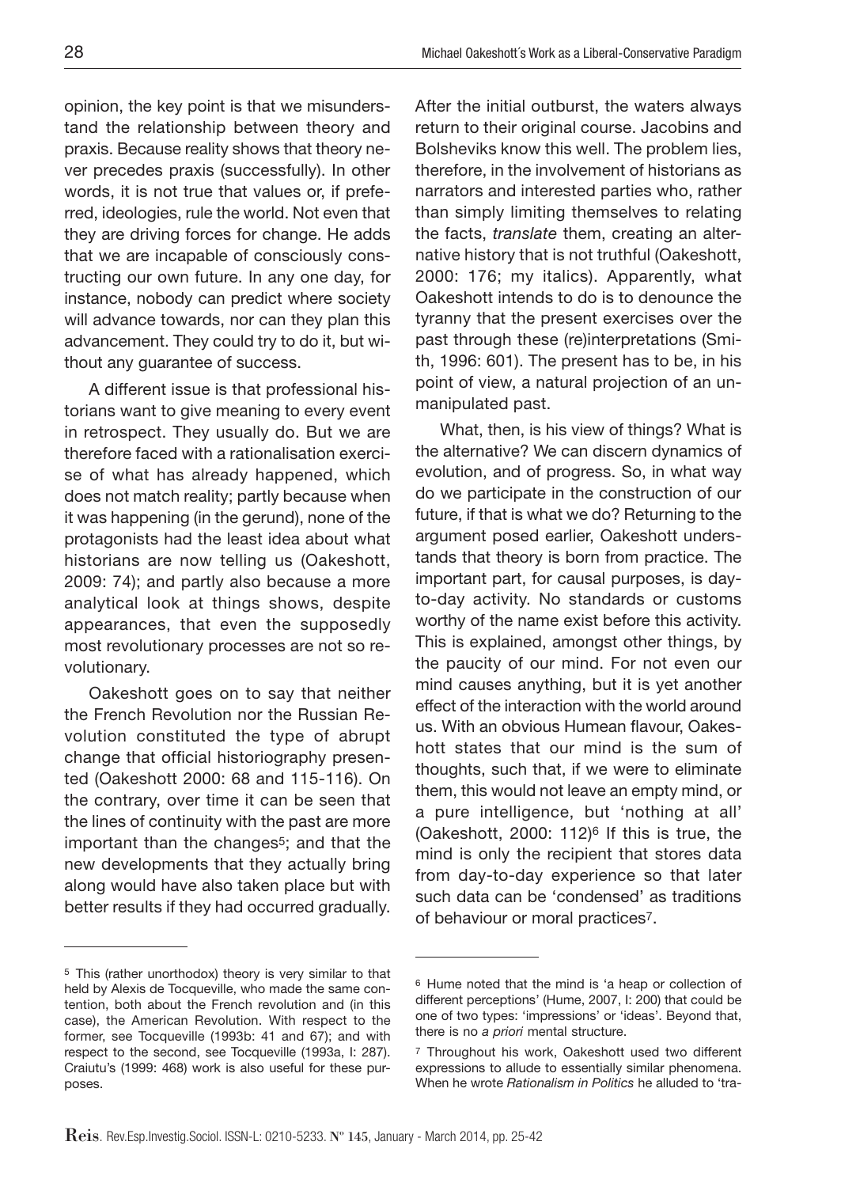opinion, the key point is that we misunderstand the relationship between theory and praxis. Because reality shows that theory never precedes praxis (successfully). In other words, it is not true that values or, if preferred, ideologies, rule the world. Not even that they are driving forces for change. He adds that we are incapable of consciously constructing our own future. In any one day, for instance, nobody can predict where society will advance towards, nor can they plan this advancement. They could try to do it, but without any guarantee of success.

A different issue is that professional historians want to give meaning to every event in retrospect. They usually do. But we are therefore faced with a rationalisation exercise of what has already happened, which does not match reality; partly because when it was happening (in the gerund), none of the protagonists had the least idea about what historians are now telling us (Oakeshott, 2009: 74); and partly also because a more analytical look at things shows, despite appearances, that even the supposedly most revolutionary processes are not so revolutionary.

Oakeshott goes on to say that neither the French Revolution nor the Russian Revolution constituted the type of abrupt change that official historiography presented (Oakeshott 2000: 68 and 115-116). On the contrary, over time it can be seen that the lines of continuity with the past are more important than the changes[5]; and that the new developments that they actually bring along would have also taken place but with better results if they had occurred gradually. After the initial outburst, the waters always return to their original course. Jacobins and Bolsheviks know this well. The problem lies, therefore, in the involvement of historians as narrators and interested parties who, rather than simply limiting themselves to relating the facts, *translate* them, creating an alternative history that is not truthful (Oakeshott, 2000: 176; my italics). Apparently, what Oakeshott intends to do is to denounce the tyranny that the present exercises over the past through these (re)interpretations (Smith, 1996: 601). The present has to be, in his point of view, a natural projection of an unmanipulated past.

What, then, is his view of things? What is the alternative? We can discern dynamics of evolution, and of progress. So, in what way do we participate in the construction of our future, if that is what we do? Returning to the argument posed earlier, Oakeshott understands that theory is born from practice. The important part, for causal purposes, is day-to-day activity. No standards or customs worthy of the name exist before this activity. This is explained, amongst other things, by the paucity of our mind. For not even our mind causes anything, but it is yet another effect of the interaction with the world around us. With an obvious Humean flavour, Oakeshott states that our mind is the sum of thoughts, such that, if we were to eliminate them, this would not leave an empty mind, or a pure intelligence, but 'nothing at all' (Oakeshott, 2000: 112)[6] If this is true, the mind is only the recipient that stores data from day-to-day experience so that later such data can be 'condensed' as traditions of behaviour or moral practices[7].

---

[5] This (rather unorthodox) theory is very similar to that held by Alexis de Tocqueville, who made the same contention, both about the French revolution and (in this case), the American Revolution. With respect to the former, see Tocqueville (1993b: 41 and 67); and with respect to the second, see Tocqueville (1993a, I: 287). Craiutu's (1999: 468) work is also useful for these purposes.

[6] Hume noted that the mind is 'a heap or collection of different perceptions' (Hume, 2007, I: 200) that could be one of two types: 'impressions' or 'ideas'. Beyond that, there is no *a priori* mental structure.

[7] Throughout his work, Oakeshott used two different expressions to allude to essentially similar phenomena. When he wrote *Rationalism in Politics* he alluded to 'tra-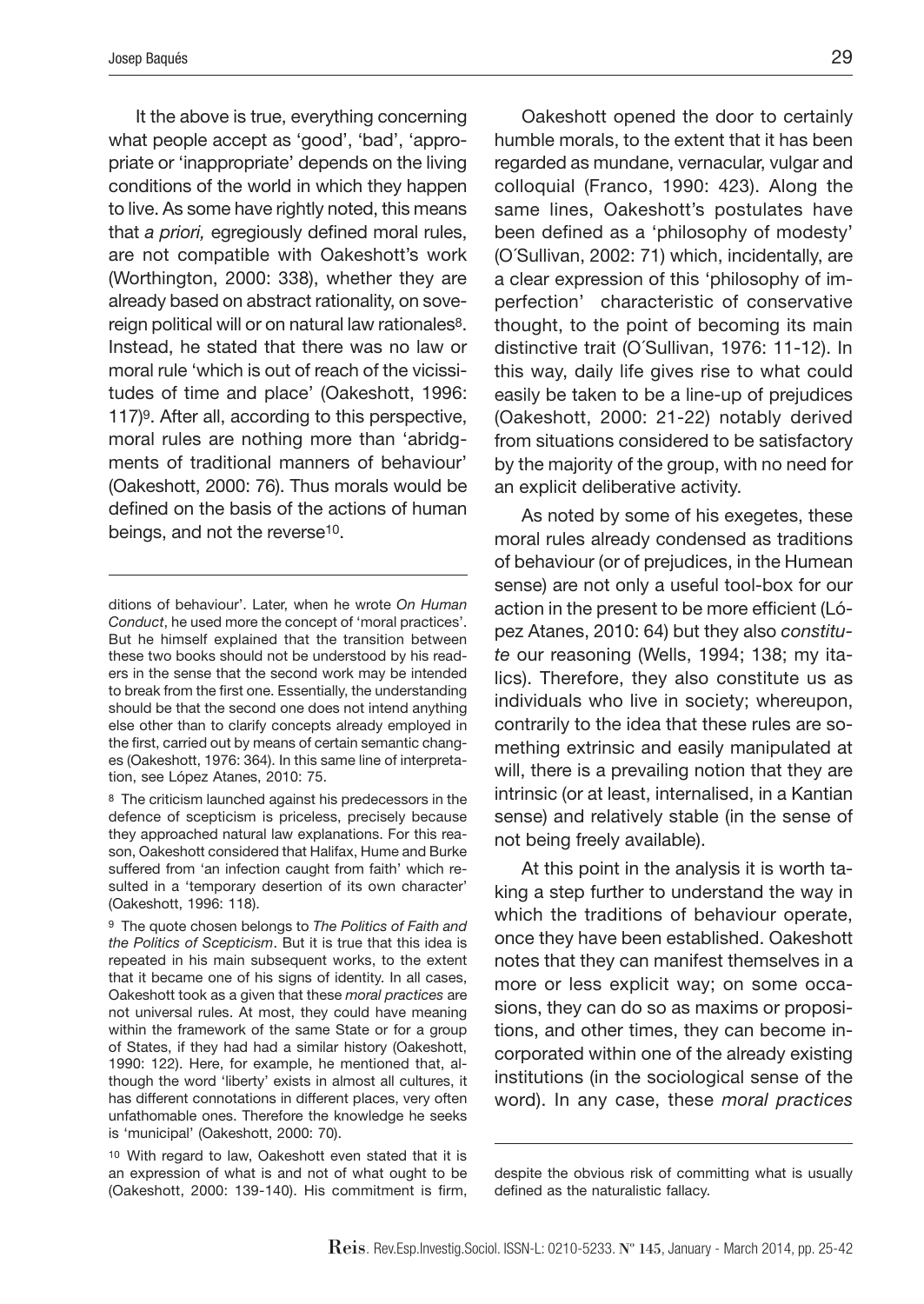It the above is true, everything concerning what people accept as 'good', 'bad', 'appropriate or 'inappropriate' depends on the living conditions of the world in which they happen to live. As some have rightly noted, this means that *a priori,* egregiously defined moral rules, are not compatible with Oakeshott's work (Worthington, 2000: 338), whether they are already based on abstract rationality, on sovereign political will or on natural law rationales[8]. Instead, he stated that there was no law or moral rule 'which is out of reach of the vicissitudes of time and place' (Oakeshott, 1996: 117)[9]. After all, according to this perspective, moral rules are nothing more than 'abridgments of traditional manners of behaviour' (Oakeshott, 2000: 76). Thus morals would be defined on the basis of the actions of human beings, and not the reverse[10].

Oakeshott opened the door to certainly humble morals, to the extent that it has been regarded as mundane, vernacular, vulgar and colloquial (Franco, 1990: 423). Along the same lines, Oakeshott's postulates have been defined as a 'philosophy of modesty' (O´Sullivan, 2002: 71) which, incidentally, are a clear expression of this 'philosophy of imperfection' characteristic of conservative thought, to the point of becoming its main distinctive trait (O´Sullivan, 1976: 11-12). In this way, daily life gives rise to what could easily be taken to be a line-up of prejudices (Oakeshott, 2000: 21-22) notably derived from situations considered to be satisfactory by the majority of the group, with no need for an explicit deliberative activity.

As noted by some of his exegetes, these moral rules already condensed as traditions of behaviour (or of prejudices, in the Humean sense) are not only a useful tool-box for our action in the present to be more efficient (López Atanes, 2010: 64) but they also *constitute* our reasoning (Wells, 1994; 138; my italics). Therefore, they also constitute us as individuals who live in society; whereupon, contrarily to the idea that these rules are something extrinsic and easily manipulated at will, there is a prevailing notion that they are intrinsic (or at least, internalised, in a Kantian sense) and relatively stable (in the sense of not being freely available).

At this point in the analysis it is worth taking a step further to understand the way in which the traditions of behaviour operate, once they have been established. Oakeshott notes that they can manifest themselves in a more or less explicit way; on some occasions, they can do so as maxims or propositions, and other times, they can become incorporated within one of the already existing institutions (in the sociological sense of the word). In any case, these *moral practices*

---

ditions of behaviour'. Later, when he wrote *On Human Conduct*, he used more the concept of 'moral practices'. But he himself explained that the transition between these two books should not be understood by his readers in the sense that the second work may be intended to break from the first one. Essentially, the understanding should be that the second one does not intend anything else other than to clarify concepts already employed in the first, carried out by means of certain semantic changes (Oakeshott, 1976: 364). In this same line of interpretation, see López Atanes, 2010: 75.

[8] The criticism launched against his predecessors in the defence of scepticism is priceless, precisely because they approached natural law explanations. For this reason, Oakeshott considered that Halifax, Hume and Burke suffered from 'an infection caught from faith' which resulted in a 'temporary desertion of its own character' (Oakeshott, 1996: 118).

[9] The quote chosen belongs to *The Politics of Faith and the Politics of Scepticism*. But it is true that this idea is repeated in his main subsequent works, to the extent that it became one of his signs of identity. In all cases, Oakeshott took as a given that these *moral practices* are not universal rules. At most, they could have meaning within the framework of the same State or for a group of States, if they had had a similar history (Oakeshott, 1990: 122). Here, for example, he mentioned that, although the word 'liberty' exists in almost all cultures, it has different connotations in different places, very often unfathomable ones. Therefore the knowledge he seeks is 'municipal' (Oakeshott, 2000: 70).

[10] With regard to law, Oakeshott even stated that it is an expression of what is and not of what ought to be (Oakeshott, 2000: 139-140). His commitment is firm, despite the obvious risk of committing what is usually defined as the naturalistic fallacy.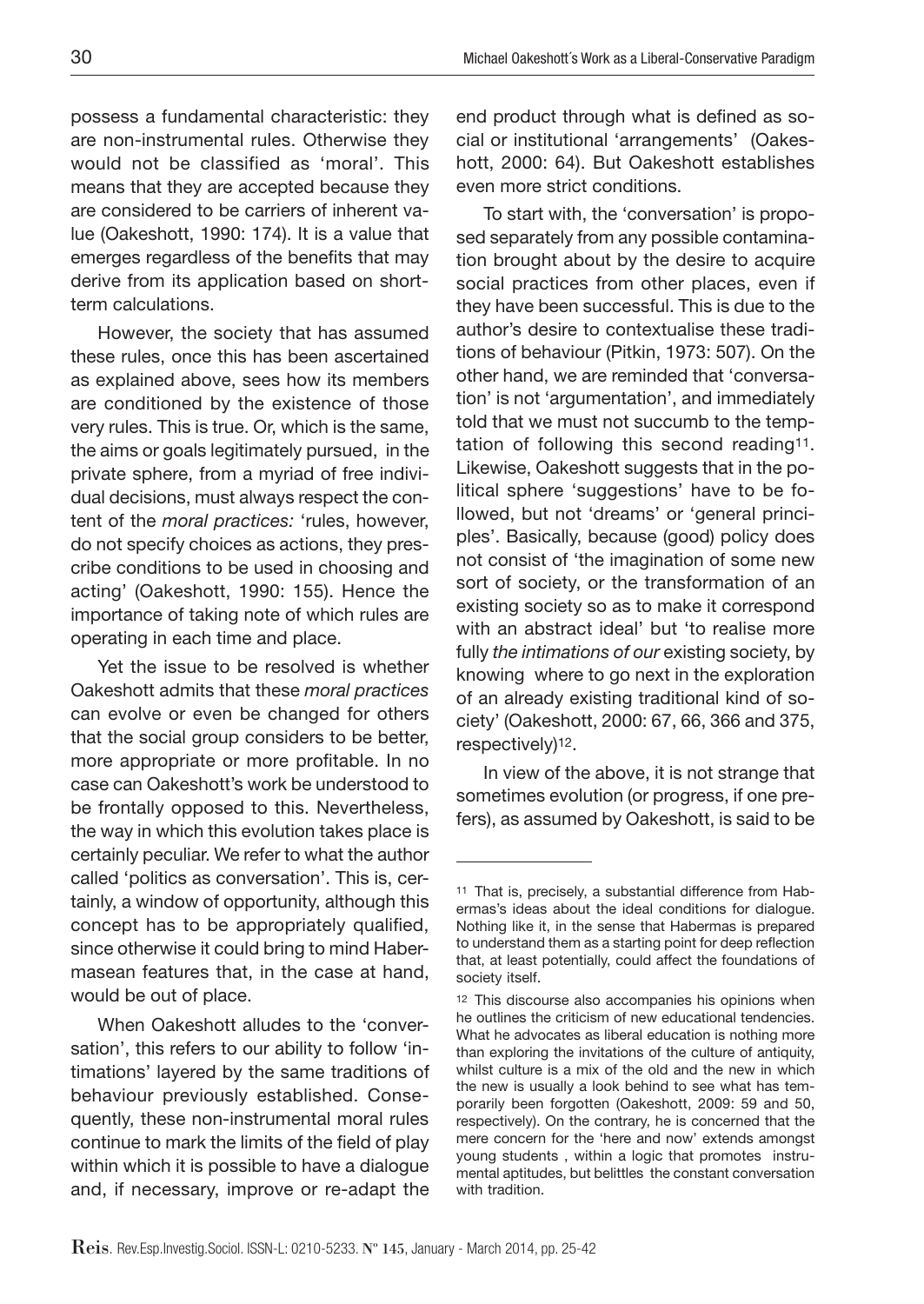possess a fundamental characteristic: they are non-instrumental rules. Otherwise they would not be classified as 'moral'. This means that they are accepted because they are considered to be carriers of inherent value (Oakeshott, 1990: 174). It is a value that emerges regardless of the benefits that may derive from its application based on short-term calculations.

However, the society that has assumed these rules, once this has been ascertained as explained above, sees how its members are conditioned by the existence of those very rules. This is true. Or, which is the same, the aims or goals legitimately pursued, in the private sphere, from a myriad of free individual decisions, must always respect the content of the *moral practices:* 'rules, however, do not specify choices as actions, they prescribe conditions to be used in choosing and acting' (Oakeshott, 1990: 155). Hence the importance of taking note of which rules are operating in each time and place.

Yet the issue to be resolved is whether Oakeshott admits that these *moral practices* can evolve or even be changed for others that the social group considers to be better, more appropriate or more profitable. In no case can Oakeshott's work be understood to be frontally opposed to this. Nevertheless, the way in which this evolution takes place is certainly peculiar. We refer to what the author called 'politics as conversation'. This is, certainly, a window of opportunity, although this concept has to be appropriately qualified, since otherwise it could bring to mind Habermasean features that, in the case at hand, would be out of place.

When Oakeshott alludes to the 'conversation', this refers to our ability to follow 'intimations' layered by the same traditions of behaviour previously established. Consequently, these non-instrumental moral rules continue to mark the limits of the field of play within which it is possible to have a dialogue and, if necessary, improve or re-adapt the end product through what is defined as social or institutional 'arrangements' (Oakeshott, 2000: 64). But Oakeshott establishes even more strict conditions.

To start with, the 'conversation' is proposed separately from any possible contamination brought about by the desire to acquire social practices from other places, even if they have been successful. This is due to the author's desire to contextualise these traditions of behaviour (Pitkin, 1973: 507). On the other hand, we are reminded that 'conversation' is not 'argumentation', and immediately told that we must not succumb to the temptation of following this second reading[11]. Likewise, Oakeshott suggests that in the political sphere 'suggestions' have to be followed, but not 'dreams' or 'general principles'. Basically, because (good) policy does not consist of 'the imagination of some new sort of society, or the transformation of an existing society so as to make it correspond with an abstract ideal' but 'to realise more fully *the intimations of our* existing society, by knowing where to go next in the exploration of an already existing traditional kind of society' (Oakeshott, 2000: 67, 66, 366 and 375, respectively)[12].

In view of the above, it is not strange that sometimes evolution (or progress, if one prefers), as assumed by Oakeshott, is said to be

---

[11] That is, precisely, a substantial difference from Habermas's ideas about the ideal conditions for dialogue. Nothing like it, in the sense that Habermas is prepared to understand them as a starting point for deep reflection that, at least potentially, could affect the foundations of society itself.

[12] This discourse also accompanies his opinions when he outlines the criticism of new educational tendencies. What he advocates as liberal education is nothing more than exploring the invitations of the culture of antiquity, whilst culture is a mix of the old and the new in which the new is usually a look behind to see what has temporarily been forgotten (Oakeshott, 2009: 59 and 50, respectively). On the contrary, he is concerned that the mere concern for the 'here and now' extends amongst young students , within a logic that promotes instrumental aptitudes, but belittles the constant conversation with tradition.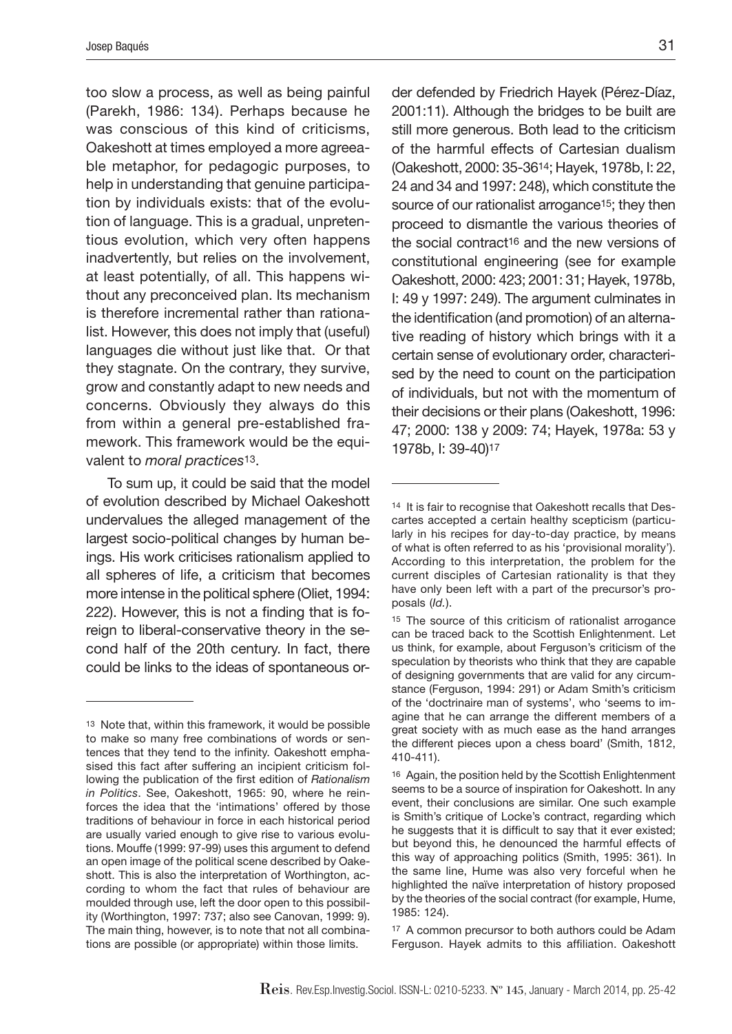too slow a process, as well as being painful (Parekh, 1986: 134). Perhaps because he was conscious of this kind of criticisms, Oakeshott at times employed a more agreeable metaphor, for pedagogic purposes, to help in understanding that genuine participation by individuals exists: that of the evolution of language. This is a gradual, unpretentious evolution, which very often happens inadvertently, but relies on the involvement, at least potentially, of all. This happens without any preconceived plan. Its mechanism is therefore incremental rather than rationalist. However, this does not imply that (useful) languages die without just like that. Or that they stagnate. On the contrary, they survive, grow and constantly adapt to new needs and concerns. Obviously they always do this from within a general pre-established framework. This framework would be the equivalent to *moral practices*[13].

To sum up, it could be said that the model of evolution described by Michael Oakeshott undervalues the alleged management of the largest socio-political changes by human beings. His work criticises rationalism applied to all spheres of life, a criticism that becomes more intense in the political sphere (Oliet, 1994: 222). However, this is not a finding that is foreign to liberal-conservative theory in the second half of the 20th century. In fact, there could be links to the ideas of spontaneous order defended by Friedrich Hayek (Pérez-Díaz, 2001:11). Although the bridges to be built are still more generous. Both lead to the criticism of the harmful effects of Cartesian dualism (Oakeshott, 2000: 35-36[14]; Hayek, 1978b, I: 22, 24 and 34 and 1997: 248), which constitute the source of our rationalist arrogance[15]; they then proceed to dismantle the various theories of the social contract[16] and the new versions of constitutional engineering (see for example Oakeshott, 2000: 423; 2001: 31; Hayek, 1978b, I: 49 y 1997: 249). The argument culminates in the identification (and promotion) of an alternative reading of history which brings with it a certain sense of evolutionary order, characterised by the need to count on the participation of individuals, but not with the momentum of their decisions or their plans (Oakeshott, 1996: 47; 2000: 138 y 2009: 74; Hayek, 1978a: 53 y 1978b, I: 39-40)[17]

---

[13] Note that, within this framework, it would be possible to make so many free combinations of words or sentences that they tend to the infinity. Oakeshott emphasised this fact after suffering an incipient criticism following the publication of the first edition of *Rationalism in Politics*. See, Oakeshott, 1965: 90, where he reinforces the idea that the 'intimations' offered by those traditions of behaviour in force in each historical period are usually varied enough to give rise to various evolutions. Mouffe (1999: 97-99) uses this argument to defend an open image of the political scene described by Oakeshott. This is also the interpretation of Worthington, according to whom the fact that rules of behaviour are moulded through use, left the door open to this possibility (Worthington, 1997: 737; also see Canovan, 1999: 9). The main thing, however, is to note that not all combinations are possible (or appropriate) within those limits.

[14] It is fair to recognise that Oakeshott recalls that Descartes accepted a certain healthy scepticism (particularly in his recipes for day-to-day practice, by means of what is often referred to as his 'provisional morality'). According to this interpretation, the problem for the current disciples of Cartesian rationality is that they have only been left with a part of the precursor's proposals (*Id.*).

[15] The source of this criticism of rationalist arrogance can be traced back to the Scottish Enlightenment. Let us think, for example, about Ferguson's criticism of the speculation by theorists who think that they are capable of designing governments that are valid for any circumstance (Ferguson, 1994: 291) or Adam Smith's criticism of the 'doctrinaire man of systems', who 'seems to imagine that he can arrange the different members of a great society with as much ease as the hand arranges the different pieces upon a chess board' (Smith, 1812, 410-411).

[16] Again, the position held by the Scottish Enlightenment seems to be a source of inspiration for Oakeshott. In any event, their conclusions are similar. One such example is Smith's critique of Locke's contract, regarding which he suggests that it is difficult to say that it ever existed; but beyond this, he denounced the harmful effects of this way of approaching politics (Smith, 1995: 361). In the same line, Hume was also very forceful when he highlighted the naïve interpretation of history proposed by the theories of the social contract (for example, Hume, 1985: 124).

[17] A common precursor to both authors could be Adam Ferguson. Hayek admits to this affiliation. Oakeshott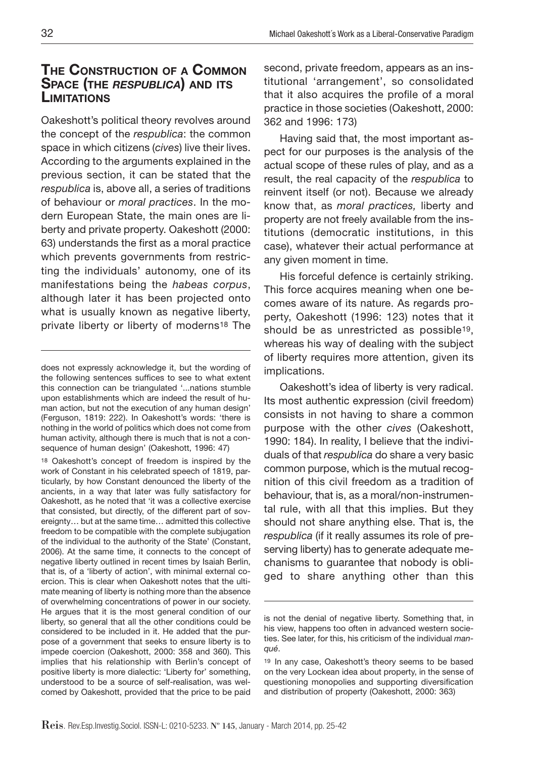## The Construction of a Common Space (the *respublica*) and its Limitations

Oakeshott's political theory revolves around the concept of the *respublica*: the common space in which citizens (*cives*) live their lives. According to the arguments explained in the previous section, it can be stated that the *respublica* is, above all, a series of traditions of behaviour or *moral practices*. In the modern European State, the main ones are liberty and private property. Oakeshott (2000: 63) understands the first as a moral practice which prevents governments from restricting the individuals' autonomy, one of its manifestations being the *habeas corpus*, although later it has been projected onto what is usually known as negative liberty, private liberty or liberty of moderns[18] The second, private freedom, appears as an institutional 'arrangement', so consolidated that it also acquires the profile of a moral practice in those societies (Oakeshott, 2000: 362 and 1996: 173)

Having said that, the most important aspect for our purposes is the analysis of the actual scope of these rules of play, and as a result, the real capacity of the *respublica* to reinvent itself (or not). Because we already know that, as *moral practices,* liberty and property are not freely available from the institutions (democratic institutions, in this case), whatever their actual performance at any given moment in time.

His forceful defence is certainly striking. This force acquires meaning when one becomes aware of its nature. As regards property, Oakeshott (1996: 123) notes that it should be as unrestricted as possible[19], whereas his way of dealing with the subject of liberty requires more attention, given its implications.

Oakeshott's idea of liberty is very radical. Its most authentic expression (civil freedom) consists in not having to share a common purpose with the other *cives* (Oakeshott, 1990: 184). In reality, I believe that the individuals of that *respublica* do share a very basic common purpose, which is the mutual recognition of this civil freedom as a tradition of behaviour, that is, as a moral/non-instrumental rule, with all that this implies. But they should not share anything else. That is, the *respublica* (if it really assumes its role of preserving liberty) has to generate adequate mechanisms to guarantee that nobody is obliged to share anything other than this

---

does not expressly acknowledge it, but the wording of the following sentences suffices to see to what extent this connection can be triangulated '...nations stumble upon establishments which are indeed the result of human action, but not the execution of any human design' (Ferguson, 1819: 222). In Oakeshott's words: 'there is nothing in the world of politics which does not come from human activity, although there is much that is not a consequence of human design' (Oakeshott, 1996: 47)

[18] Oakeshott's concept of freedom is inspired by the work of Constant in his celebrated speech of 1819, particularly, by how Constant denounced the liberty of the ancients, in a way that later was fully satisfactory for Oakeshott, as he noted that 'it was a collective exercise that consisted, but directly, of the different part of sovereignty… but at the same time… admitted this collective freedom to be compatible with the complete subjugation of the individual to the authority of the State' (Constant, 2006). At the same time, it connects to the concept of negative liberty outlined in recent times by Isaiah Berlin, that is, of a 'liberty of action', with minimal external coercion. This is clear when Oakeshott notes that the ultimate meaning of liberty is nothing more than the absence of overwhelming concentrations of power in our society. He argues that it is the most general condition of our liberty, so general that all the other conditions could be considered to be included in it. He added that the purpose of a government that seeks to ensure liberty is to impede coercion (Oakeshott, 2000: 358 and 360). This implies that his relationship with Berlin's concept of positive liberty is more dialectic: 'Liberty for' something, understood to be a source of self-realisation, was welcomed by Oakeshott, provided that the price to be paid is not the denial of negative liberty. Something that, in his view, happens too often in advanced western societies. See later, for this, his criticism of the individual *manqué*.

[19] In any case, Oakeshott's theory seems to be based on the very Lockean idea about property, in the sense of questioning monopolies and supporting diversification and distribution of property (Oakeshott, 2000: 363)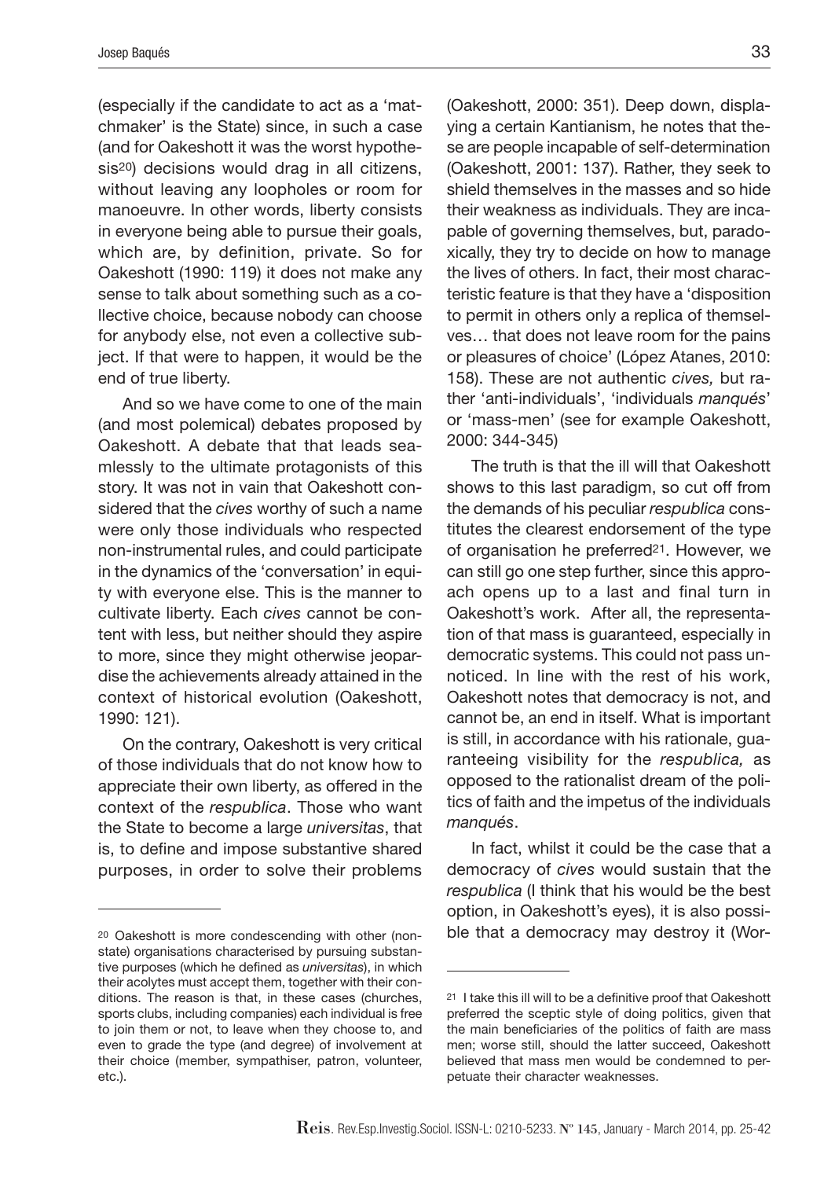(especially if the candidate to act as a 'matchmaker' is the State) since, in such a case (and for Oakeshott it was the worst hypothesis[20]) decisions would drag in all citizens, without leaving any loopholes or room for manoeuvre. In other words, liberty consists in everyone being able to pursue their goals, which are, by definition, private. So for Oakeshott (1990: 119) it does not make any sense to talk about something such as a collective choice, because nobody can choose for anybody else, not even a collective subject. If that were to happen, it would be the end of true liberty.

And so we have come to one of the main (and most polemical) debates proposed by Oakeshott. A debate that that leads seamlessly to the ultimate protagonists of this story. It was not in vain that Oakeshott considered that the *cives* worthy of such a name were only those individuals who respected non-instrumental rules, and could participate in the dynamics of the 'conversation' in equity with everyone else. This is the manner to cultivate liberty. Each *cives* cannot be content with less, but neither should they aspire to more, since they might otherwise jeopardise the achievements already attained in the context of historical evolution (Oakeshott, 1990: 121).

On the contrary, Oakeshott is very critical of those individuals that do not know how to appreciate their own liberty, as offered in the context of the *respublica*. Those who want the State to become a large *universitas*, that is, to define and impose substantive shared purposes, in order to solve their problems (Oakeshott, 2000: 351). Deep down, displaying a certain Kantianism, he notes that these are people incapable of self-determination (Oakeshott, 2001: 137). Rather, they seek to shield themselves in the masses and so hide their weakness as individuals. They are incapable of governing themselves, but, paradoxically, they try to decide on how to manage the lives of others. In fact, their most characteristic feature is that they have a 'disposition to permit in others only a replica of themselves… that does not leave room for the pains or pleasures of choice' (López Atanes, 2010: 158). These are not authentic *cives,* but rather 'anti-individuals', 'individuals *manqués*' or 'mass-men' (see for example Oakeshott, 2000: 344-345)

The truth is that the ill will that Oakeshott shows to this last paradigm, so cut off from the demands of his peculiar *respublica* constitutes the clearest endorsement of the type of organisation he preferred[21]. However, we can still go one step further, since this approach opens up to a last and final turn in Oakeshott's work. After all, the representation of that mass is guaranteed, especially in democratic systems. This could not pass unnoticed. In line with the rest of his work, Oakeshott notes that democracy is not, and cannot be, an end in itself. What is important is still, in accordance with his rationale, guaranteeing visibility for the *respublica,* as opposed to the rationalist dream of the politics of faith and the impetus of the individuals *manqués*.

In fact, whilst it could be the case that a democracy of *cives* would sustain that the *respublica* (I think that his would be the best option, in Oakeshott's eyes), it is also possible that a democracy may destroy it (Wor-

[20] Oakeshott is more condescending with other (non-state) organisations characterised by pursuing substantive purposes (which he defined as *universitas*), in which their acolytes must accept them, together with their conditions. The reason is that, in these cases (churches, sports clubs, including companies) each individual is free to join them or not, to leave when they choose to, and even to grade the type (and degree) of involvement at their choice (member, sympathiser, patron, volunteer, etc.).

[21] I take this ill will to be a definitive proof that Oakeshott preferred the sceptic style of doing politics, given that the main beneficiaries of the politics of faith are mass men; worse still, should the latter succeed, Oakeshott believed that mass men would be condemned to perpetuate their character weaknesses.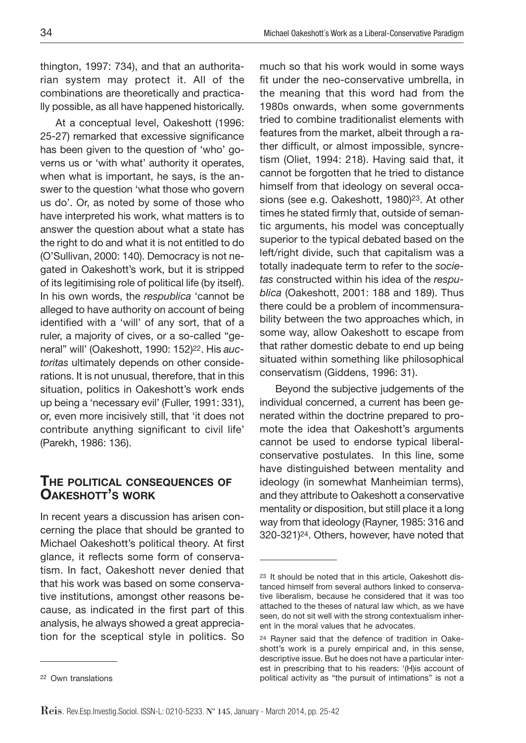thington, 1997: 734), and that an authoritarian system may protect it. All of the combinations are theoretically and practically possible, as all have happened historically.

At a conceptual level, Oakeshott (1996: 25-27) remarked that excessive significance has been given to the question of 'who' governs us or 'with what' authority it operates, when what is important, he says, is the answer to the question 'what those who govern us do'. Or, as noted by some of those who have interpreted his work, what matters is to answer the question about what a state has the right to do and what it is not entitled to do (O'Sullivan, 2000: 140). Democracy is not negated in Oakeshott's work, but it is stripped of its legitimising role of political life (by itself). In his own words, the *respublica* 'cannot be alleged to have authority on account of being identified with a 'will' of any sort, that of a ruler, a majority of cives, or a so-called "general" will' (Oakeshott, 1990: 152)[22]. His *auctoritas* ultimately depends on other considerations. It is not unusual, therefore, that in this situation, politics in Oakeshott's work ends up being a 'necessary evil' (Fuller, 1991: 331), or, even more incisively still, that 'it does not contribute anything significant to civil life' (Parekh, 1986: 136).

## The political consequences of Oakeshott's work

In recent years a discussion has arisen concerning the place that should be granted to Michael Oakeshott's political theory. At first glance, it reflects some form of conservatism. In fact, Oakeshott never denied that that his work was based on some conservative institutions, amongst other reasons because, as indicated in the first part of this analysis, he always showed a great appreciation for the sceptical style in politics. So much so that his work would in some ways fit under the neo-conservative umbrella, in the meaning that this word had from the 1980s onwards, when some governments tried to combine traditionalist elements with features from the market, albeit through a rather difficult, or almost impossible, syncretism (Oliet, 1994: 218). Having said that, it cannot be forgotten that he tried to distance himself from that ideology on several occasions (see e.g. Oakeshott, 1980)[23]. At other times he stated firmly that, outside of semantic arguments, his model was conceptually superior to the typical debated based on the left/right divide, such that capitalism was a totally inadequate term to refer to the *societas* constructed within his idea of the *respublica* (Oakeshott, 2001: 188 and 189). Thus there could be a problem of incommensurability between the two approaches which, in some way, allow Oakeshott to escape from that rather domestic debate to end up being situated within something like philosophical conservatism (Giddens, 1996: 31).

Beyond the subjective judgements of the individual concerned, a current has been generated within the doctrine prepared to promote the idea that Oakeshott's arguments cannot be used to endorse typical liberal-conservative postulates. In this line, some have distinguished between mentality and ideology (in somewhat Manheimian terms), and they attribute to Oakeshott a conservative mentality or disposition, but still place it a long way from that ideology (Rayner, 1985: 316 and 320-321)[24]. Others, however, have noted that

---

[22] Own translations

[23] It should be noted that in this article, Oakeshott distanced himself from several authors linked to conservative liberalism, because he considered that it was too attached to the theses of natural law which, as we have seen, do not sit well with the strong contextualism inherent in the moral values that he advocates.

[24] Rayner said that the defence of tradition in Oakeshott's work is a purely empirical and, in this sense, descriptive issue. But he does not have a particular interest in prescribing that to his readers: '(H)is account of political activity as "the pursuit of intimations" is not a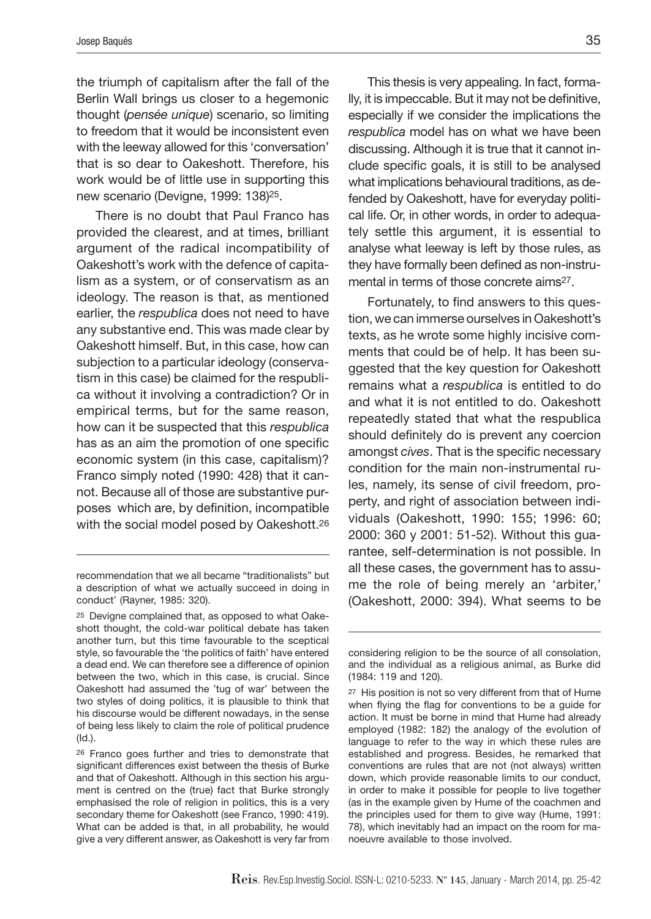the triumph of capitalism after the fall of the Berlin Wall brings us closer to a hegemonic thought (*pensée unique*) scenario, so limiting to freedom that it would be inconsistent even with the leeway allowed for this 'conversation' that is so dear to Oakeshott. Therefore, his work would be of little use in supporting this new scenario (Devigne, 1999: 138)[25].

There is no doubt that Paul Franco has provided the clearest, and at times, brilliant argument of the radical incompatibility of Oakeshott's work with the defence of capitalism as a system, or of conservatism as an ideology. The reason is that, as mentioned earlier, the *respublica* does not need to have any substantive end. This was made clear by Oakeshott himself. But, in this case, how can subjection to a particular ideology (conservatism in this case) be claimed for the respublica without it involving a contradiction? Or in empirical terms, but for the same reason, how can it be suspected that this *respublica* has as an aim the promotion of one specific economic system (in this case, capitalism)? Franco simply noted (1990: 428) that it cannot. Because all of those are substantive purposes which are, by definition, incompatible with the social model posed by Oakeshott.[26]

This thesis is very appealing. In fact, formally, it is impeccable. But it may not be definitive, especially if we consider the implications the *respublica* model has on what we have been discussing. Although it is true that it cannot include specific goals, it is still to be analysed what implications behavioural traditions, as defended by Oakeshott, have for everyday political life. Or, in other words, in order to adequately settle this argument, it is essential to analyse what leeway is left by those rules, as they have formally been defined as non-instrumental in terms of those concrete aims[27].

Fortunately, to find answers to this question, we can immerse ourselves in Oakeshott's texts, as he wrote some highly incisive comments that could be of help. It has been suggested that the key question for Oakeshott remains what a *respublica* is entitled to do and what it is not entitled to do. Oakeshott repeatedly stated that what the respublica should definitely do is prevent any coercion amongst *cives*. That is the specific necessary condition for the main non-instrumental rules, namely, its sense of civil freedom, property, and right of association between individuals (Oakeshott, 1990: 155; 1996: 60; 2000: 360 y 2001: 51-52). Without this guarantee, self-determination is not possible. In all these cases, the government has to assume the role of being merely an 'arbiter,' (Oakeshott, 2000: 394). What seems to be

---

recommendation that we all became "traditionalists" but a description of what we actually succeed in doing in conduct' (Rayner, 1985: 320).

[25] Devigne complained that, as opposed to what Oakeshott thought, the cold-war political debate has taken another turn, but this time favourable to the sceptical style, so favourable the 'the politics of faith' have entered a dead end. We can therefore see a difference of opinion between the two, which in this case, is crucial. Since Oakeshott had assumed the 'tug of war' between the two styles of doing politics, it is plausible to think that his discourse would be different nowadays, in the sense of being less likely to claim the role of political prudence (Id.).

[26] Franco goes further and tries to demonstrate that significant differences exist between the thesis of Burke and that of Oakeshott. Although in this section his argument is centred on the (true) fact that Burke strongly emphasised the role of religion in politics, this is a very secondary theme for Oakeshott (see Franco, 1990: 419). What can be added is that, in all probability, he would give a very different answer, as Oakeshott is very far from considering religion to be the source of all consolation, and the individual as a religious animal, as Burke did (1984: 119 and 120).

[27] His position is not so very different from that of Hume when flying the flag for conventions to be a guide for action. It must be borne in mind that Hume had already employed (1982: 182) the analogy of the evolution of language to refer to the way in which these rules are established and progress. Besides, he remarked that conventions are rules that are not (not always) written down, which provide reasonable limits to our conduct, in order to make it possible for people to live together (as in the example given by Hume of the coachmen and the principles used for them to give way (Hume, 1991: 78), which inevitably had an impact on the room for manoeuvre available to those involved.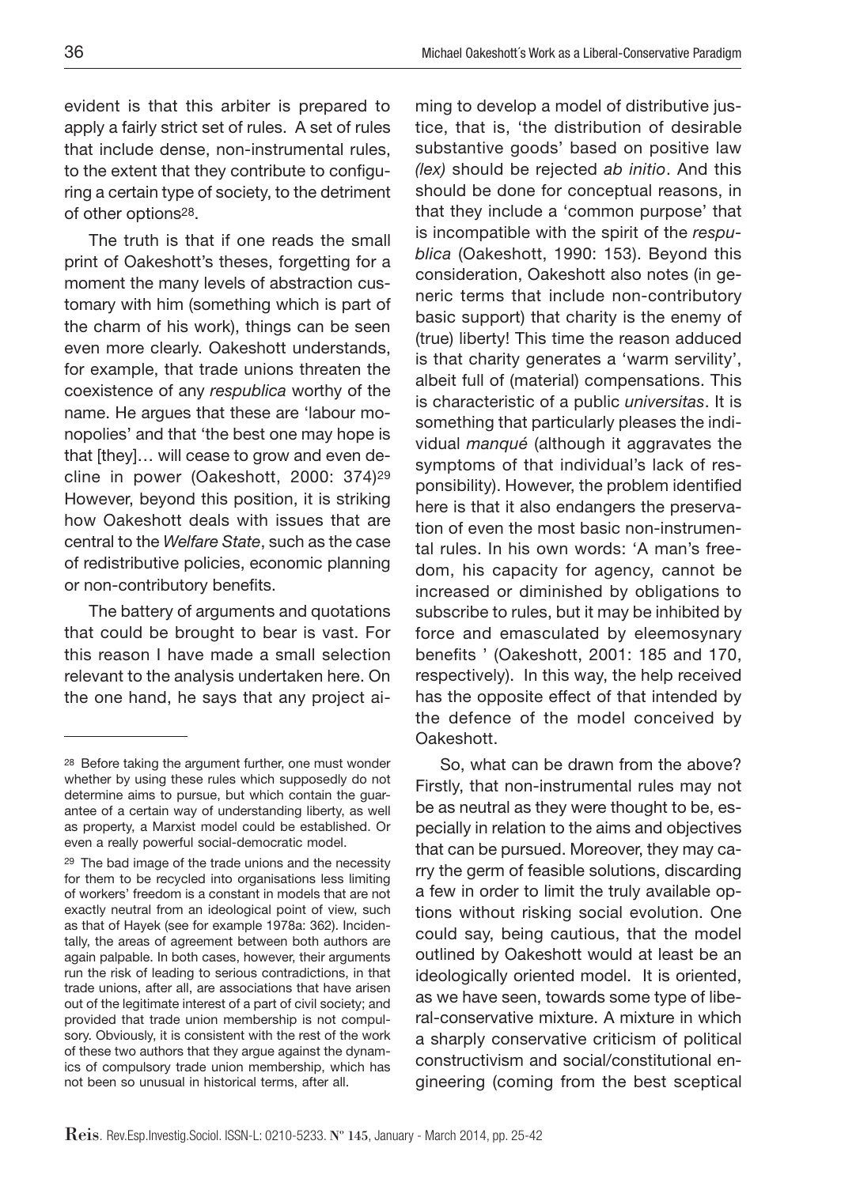evident is that this arbiter is prepared to apply a fairly strict set of rules. A set of rules that include dense, non-instrumental rules, to the extent that they contribute to configuring a certain type of society, to the detriment of other options[28].

The truth is that if one reads the small print of Oakeshott's theses, forgetting for a moment the many levels of abstraction customary with him (something which is part of the charm of his work), things can be seen even more clearly. Oakeshott understands, for example, that trade unions threaten the coexistence of any *respublica* worthy of the name. He argues that these are 'labour monopolies' and that 'the best one may hope is that [they]… will cease to grow and even decline in power (Oakeshott, 2000: 374)[29] However, beyond this position, it is striking how Oakeshott deals with issues that are central to the *Welfare State*, such as the case of redistributive policies, economic planning or non-contributory benefits.

The battery of arguments and quotations that could be brought to bear is vast. For this reason I have made a small selection relevant to the analysis undertaken here. On the one hand, he says that any project aiming to develop a model of distributive justice, that is, 'the distribution of desirable substantive goods' based on positive law *(lex)* should be rejected *ab initio*. And this should be done for conceptual reasons, in that they include a 'common purpose' that is incompatible with the spirit of the *respublica* (Oakeshott, 1990: 153). Beyond this consideration, Oakeshott also notes (in generic terms that include non-contributory basic support) that charity is the enemy of (true) liberty! This time the reason adduced is that charity generates a 'warm servility', albeit full of (material) compensations. This is characteristic of a public *universitas*. It is something that particularly pleases the individual *manqué* (although it aggravates the symptoms of that individual's lack of responsibility). However, the problem identified here is that it also endangers the preservation of even the most basic non-instrumental rules. In his own words: 'A man's freedom, his capacity for agency, cannot be increased or diminished by obligations to subscribe to rules, but it may be inhibited by force and emasculated by eleemosynary benefits ' (Oakeshott, 2001: 185 and 170, respectively). In this way, the help received has the opposite effect of that intended by the defence of the model conceived by Oakeshott.

So, what can be drawn from the above? Firstly, that non-instrumental rules may not be as neutral as they were thought to be, especially in relation to the aims and objectives that can be pursued. Moreover, they may carry the germ of feasible solutions, discarding a few in order to limit the truly available options without risking social evolution. One could say, being cautious, that the model outlined by Oakeshott would at least be an ideologically oriented model. It is oriented, as we have seen, towards some type of liberal-conservative mixture. A mixture in which a sharply conservative criticism of political constructivism and social/constitutional engineering (coming from the best sceptical

---

[28] Before taking the argument further, one must wonder whether by using these rules which supposedly do not determine aims to pursue, but which contain the guarantee of a certain way of understanding liberty, as well as property, a Marxist model could be established. Or even a really powerful social-democratic model.

[29] The bad image of the trade unions and the necessity for them to be recycled into organisations less limiting of workers' freedom is a constant in models that are not exactly neutral from an ideological point of view, such as that of Hayek (see for example 1978a: 362). Incidentally, the areas of agreement between both authors are again palpable. In both cases, however, their arguments run the risk of leading to serious contradictions, in that trade unions, after all, are associations that have arisen out of the legitimate interest of a part of civil society; and provided that trade union membership is not compulsory. Obviously, it is consistent with the rest of the work of these two authors that they argue against the dynamics of compulsory trade union membership, which has not been so unusual in historical terms, after all.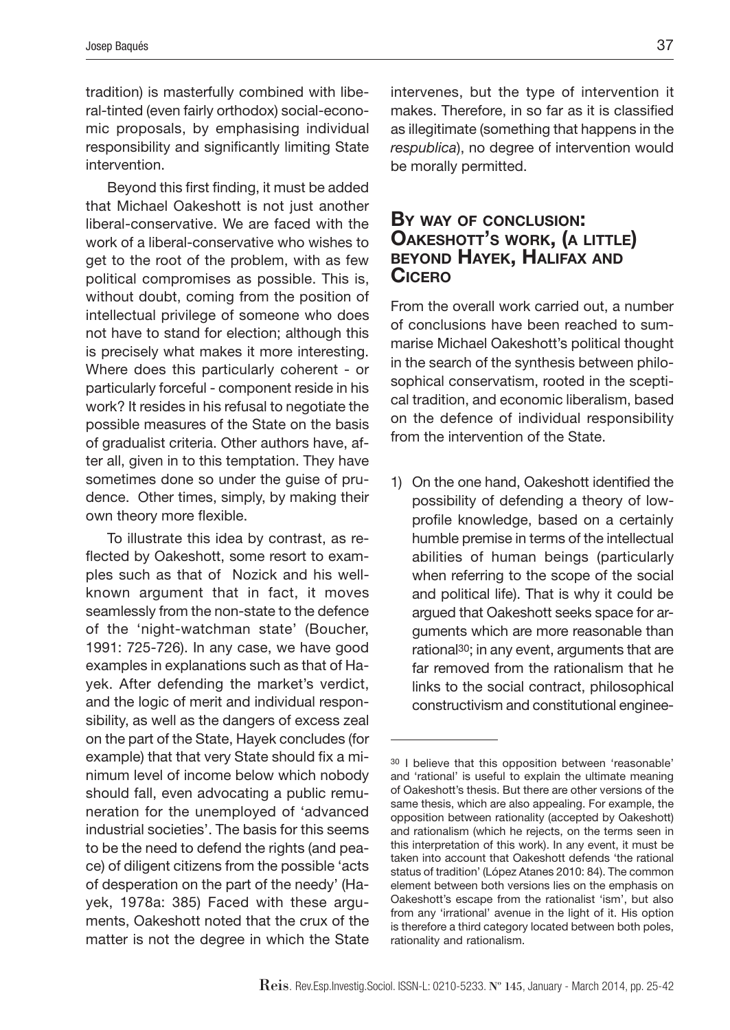tradition) is masterfully combined with liberal-tinted (even fairly orthodox) social-economic proposals, by emphasising individual responsibility and significantly limiting State intervention.

Beyond this first finding, it must be added that Michael Oakeshott is not just another liberal-conservative. We are faced with the work of a liberal-conservative who wishes to get to the root of the problem, with as few political compromises as possible. This is, without doubt, coming from the position of intellectual privilege of someone who does not have to stand for election; although this is precisely what makes it more interesting. Where does this particularly coherent - or particularly forceful - component reside in his work? It resides in his refusal to negotiate the possible measures of the State on the basis of gradualist criteria. Other authors have, after all, given in to this temptation. They have sometimes done so under the guise of prudence. Other times, simply, by making their own theory more flexible.

To illustrate this idea by contrast, as reflected by Oakeshott, some resort to examples such as that of Nozick and his well-known argument that in fact, it moves seamlessly from the non-state to the defence of the 'night-watchman state' (Boucher, 1991: 725-726). In any case, we have good examples in explanations such as that of Hayek. After defending the market's verdict, and the logic of merit and individual responsibility, as well as the dangers of excess zeal on the part of the State, Hayek concludes (for example) that that very State should fix a minimum level of income below which nobody should fall, even advocating a public remuneration for the unemployed of 'advanced industrial societies'. The basis for this seems to be the need to defend the rights (and peace) of diligent citizens from the possible 'acts of desperation on the part of the needy' (Hayek, 1978a: 385) Faced with these arguments, Oakeshott noted that the crux of the matter is not the degree in which the State intervenes, but the type of intervention it makes. Therefore, in so far as it is classified as illegitimate (something that happens in the *respublica*), no degree of intervention would be morally permitted.

## By way of conclusion: Oakeshott's work, (a little) beyond Hayek, Halifax and Cicero

From the overall work carried out, a number of conclusions have been reached to summarise Michael Oakeshott's political thought in the search of the synthesis between philosophical conservatism, rooted in the sceptical tradition, and economic liberalism, based on the defence of individual responsibility from the intervention of the State.

1) On the one hand, Oakeshott identified the possibility of defending a theory of low-profile knowledge, based on a certainly humble premise in terms of the intellectual abilities of human beings (particularly when referring to the scope of the social and political life). That is why it could be argued that Oakeshott seeks space for arguments which are more reasonable than rational[30]; in any event, arguments that are far removed from the rationalism that he links to the social contract, philosophical constructivism and constitutional enginee-

[30] I believe that this opposition between 'reasonable' and 'rational' is useful to explain the ultimate meaning of Oakeshott's thesis. But there are other versions of the same thesis, which are also appealing. For example, the opposition between rationality (accepted by Oakeshott) and rationalism (which he rejects, on the terms seen in this interpretation of this work). In any event, it must be taken into account that Oakeshott defends 'the rational status of tradition' (López Atanes 2010: 84). The common element between both versions lies on the emphasis on Oakeshott's escape from the rationalist 'ism', but also from any 'irrational' avenue in the light of it. His option is therefore a third category located between both poles, rationality and rationalism.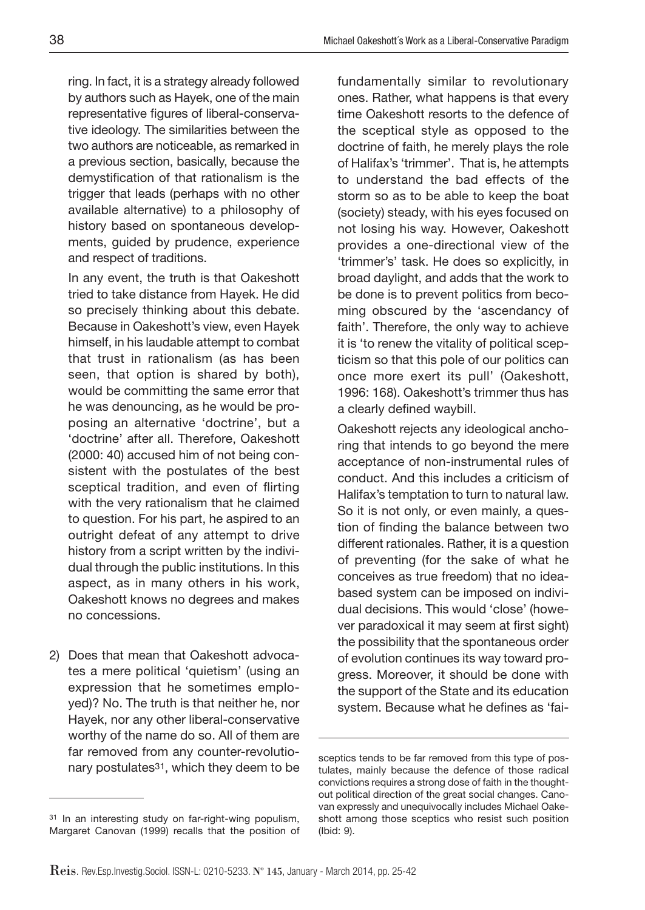ring. In fact, it is a strategy already followed by authors such as Hayek, one of the main representative figures of liberal-conservative ideology. The similarities between the two authors are noticeable, as remarked in a previous section, basically, because the demystification of that rationalism is the trigger that leads (perhaps with no other available alternative) to a philosophy of history based on spontaneous developments, guided by prudence, experience and respect of traditions.

In any event, the truth is that Oakeshott tried to take distance from Hayek. He did so precisely thinking about this debate. Because in Oakeshott's view, even Hayek himself, in his laudable attempt to combat that trust in rationalism (as has been seen, that option is shared by both), would be committing the same error that he was denouncing, as he would be proposing an alternative 'doctrine', but a 'doctrine' after all. Therefore, Oakeshott (2000: 40) accused him of not being consistent with the postulates of the best sceptical tradition, and even of flirting with the very rationalism that he claimed to question. For his part, he aspired to an outright defeat of any attempt to drive history from a script written by the individual through the public institutions. In this aspect, as in many others in his work, Oakeshott knows no degrees and makes no concessions.

2) Does that mean that Oakeshott advocates a mere political 'quietism' (using an expression that he sometimes employed)? No. The truth is that neither he, nor Hayek, nor any other liberal-conservative worthy of the name do so. All of them are far removed from any counter-revolutionary postulates[31], which they deem to be fundamentally similar to revolutionary ones. Rather, what happens is that every time Oakeshott resorts to the defence of the sceptical style as opposed to the doctrine of faith, he merely plays the role of Halifax's 'trimmer'. That is, he attempts to understand the bad effects of the storm so as to be able to keep the boat (society) steady, with his eyes focused on not losing his way. However, Oakeshott provides a one-directional view of the 'trimmer's' task. He does so explicitly, in broad daylight, and adds that the work to be done is to prevent politics from becoming obscured by the 'ascendancy of faith'. Therefore, the only way to achieve it is 'to renew the vitality of political scepticism so that this pole of our politics can once more exert its pull' (Oakeshott, 1996: 168). Oakeshott's trimmer thus has a clearly defined waybill.

Oakeshott rejects any ideological anchoring that intends to go beyond the mere acceptance of non-instrumental rules of conduct. And this includes a criticism of Halifax's temptation to turn to natural law. So it is not only, or even mainly, a question of finding the balance between two different rationales. Rather, it is a question of preventing (for the sake of what he conceives as true freedom) that no idea-based system can be imposed on individual decisions. This would 'close' (however paradoxical it may seem at first sight) the possibility that the spontaneous order of evolution continues its way toward progress. Moreover, it should be done with the support of the State and its education system. Because what he defines as 'fai-

[31] In an interesting study on far-right-wing populism, Margaret Canovan (1999) recalls that the position of sceptics tends to be far removed from this type of postulates, mainly because the defence of those radical convictions requires a strong dose of faith in the thought-out political direction of the great social changes. Canovan expressly and unequivocally includes Michael Oakeshott among those sceptics who resist such position (Ibid: 9).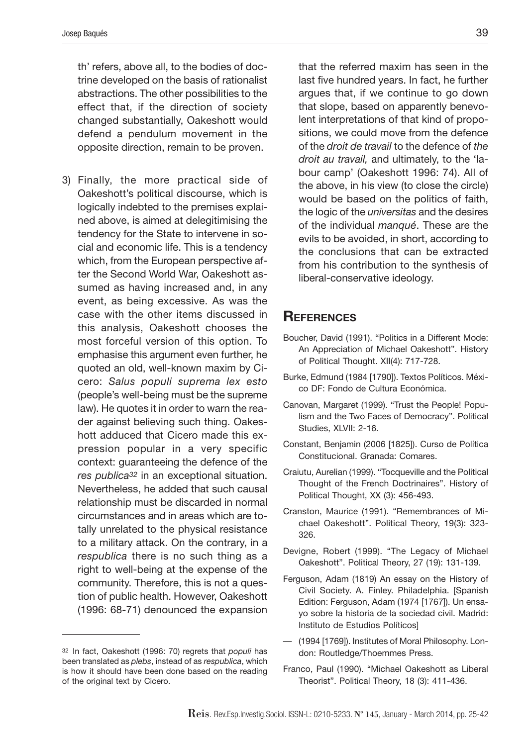th' refers, above all, to the bodies of doctrine developed on the basis of rationalist abstractions. The other possibilities to the effect that, if the direction of society changed substantially, Oakeshott would defend a pendulum movement in the opposite direction, remain to be proven.

3) Finally, the more practical side of Oakeshott's political discourse, which is logically indebted to the premises explained above, is aimed at delegitimising the tendency for the State to intervene in social and economic life. This is a tendency which, from the European perspective after the Second World War, Oakeshott assumed as having increased and, in any event, as being excessive. As was the case with the other items discussed in this analysis, Oakeshott chooses the most forceful version of this option. To emphasise this argument even further, he quoted an old, well-known maxim by Cicero: *Salus populi suprema lex esto* (people's well-being must be the supreme law). He quotes it in order to warn the reader against believing such thing. Oakeshott adduced that Cicero made this expression popular in a very specific context: guaranteeing the defence of the *res publica*[32] in an exceptional situation. Nevertheless, he added that such causal relationship must be discarded in normal circumstances and in areas which are totally unrelated to the physical resistance to a military attack. On the contrary, in a *respublica* there is no such thing as a right to well-being at the expense of the community. Therefore, this is not a question of public health. However, Oakeshott (1996: 68-71) denounced the expansion that the referred maxim has seen in the last five hundred years. In fact, he further argues that, if we continue to go down that slope, based on apparently benevolent interpretations of that kind of propositions, we could move from the defence of the *droit de travail* to the defence of *the droit au travail,* and ultimately, to the 'labour camp' (Oakeshott 1996: 74). All of the above, in his view (to close the circle) would be based on the politics of faith, the logic of the *universitas* and the desires of the individual *manqué*. These are the evils to be avoided, in short, according to the conclusions that can be extracted from his contribution to the synthesis of liberal-conservative ideology.

## References

Boucher, David (1991). "Politics in a Different Mode: An Appreciation of Michael Oakeshott". History of Political Thought. XII(4): 717-728.

Burke, Edmund (1984 [1790]). Textos Políticos. México DF: Fondo de Cultura Económica.

Canovan, Margaret (1999). "Trust the People! Populism and the Two Faces of Democracy". Political Studies, XLVII: 2-16.

Constant, Benjamin (2006 [1825]). Curso de Política Constitucional. Granada: Comares.

Craiutu, Aurelian (1999). "Tocqueville and the Political Thought of the French Doctrinaires". History of Political Thought, XX (3): 456-493.

Cranston, Maurice (1991). "Remembrances of Michael Oakeshott". Political Theory, 19(3): 323-326.

Devigne, Robert (1999). "The Legacy of Michael Oakeshott". Political Theory, 27 (19): 131-139.

Ferguson, Adam (1819) An essay on the History of Civil Society. A. Finley. Philadelphia. [Spanish Edition: Ferguson, Adam (1974 [1767]). Un ensayo sobre la historia de la sociedad civil. Madrid: Instituto de Estudios Políticos]

— (1994 [1769]). Institutes of Moral Philosophy. London: Routledge/Thoemmes Press.

Franco, Paul (1990). "Michael Oakeshott as Liberal Theorist". Political Theory, 18 (3): 411-436.

[32] In fact, Oakeshott (1996: 70) regrets that *populi* has been translated as *plebs*, instead of as *respublica*, which is how it should have been done based on the reading of the original text by Cicero.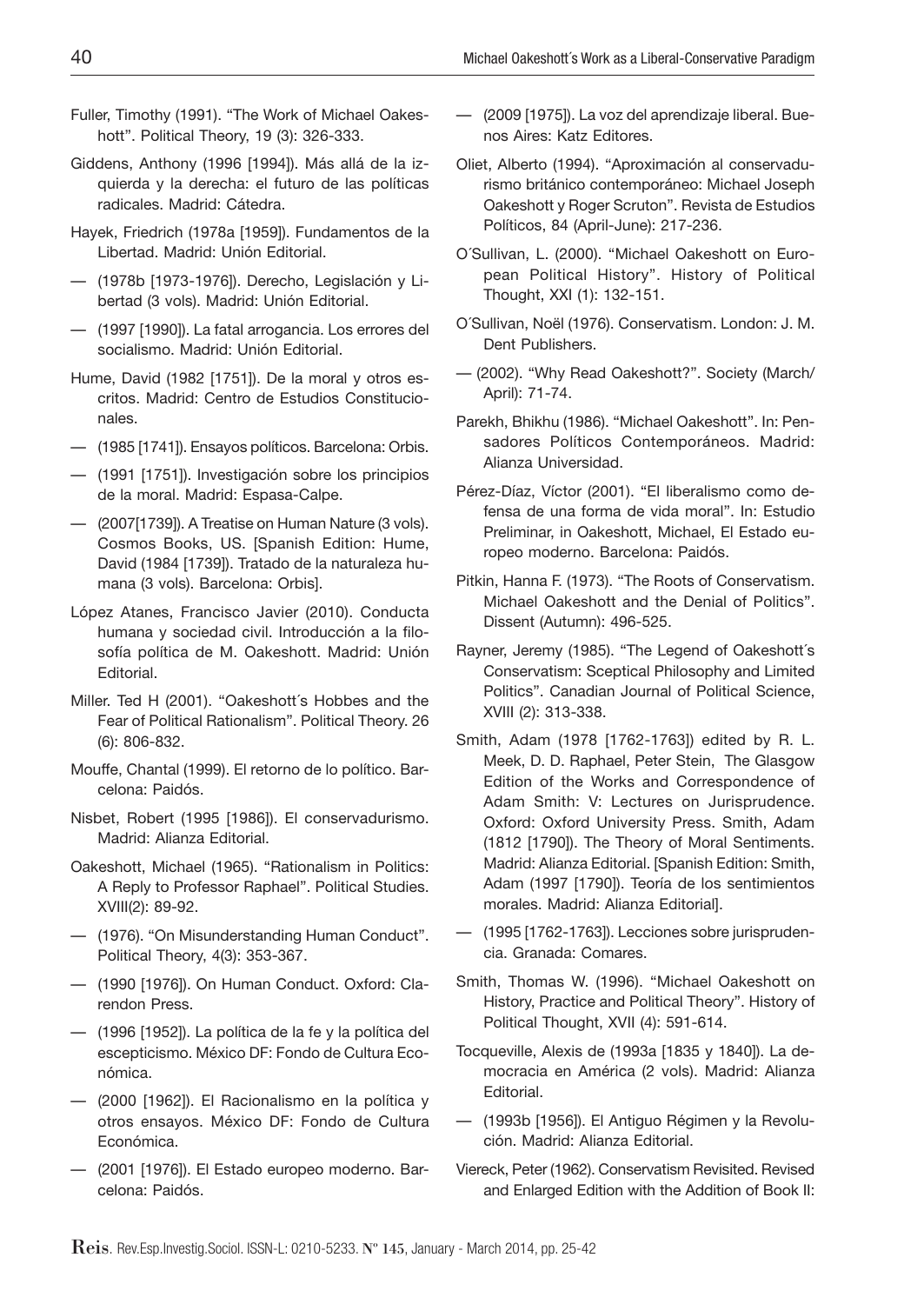Fuller, Timothy (1991). "The Work of Michael Oakeshott". Political Theory, 19 (3): 326-333.

Giddens, Anthony (1996 [1994]). Más allá de la izquierda y la derecha: el futuro de las políticas radicales. Madrid: Cátedra.

Hayek, Friedrich (1978a [1959]). Fundamentos de la Libertad. Madrid: Unión Editorial.

— (1978b [1973-1976]). Derecho, Legislación y Libertad (3 vols). Madrid: Unión Editorial.

— (1997 [1990]). La fatal arrogancia. Los errores del socialismo. Madrid: Unión Editorial.

Hume, David (1982 [1751]). De la moral y otros escritos. Madrid: Centro de Estudios Constitucionales.

— (1985 [1741]). Ensayos políticos. Barcelona: Orbis.

— (1991 [1751]). Investigación sobre los principios de la moral. Madrid: Espasa-Calpe.

— (2007[1739]). A Treatise on Human Nature (3 vols). Cosmos Books, US. [Spanish Edition: Hume, David (1984 [1739]). Tratado de la naturaleza humana (3 vols). Barcelona: Orbis].

López Atanes, Francisco Javier (2010). Conducta humana y sociedad civil. Introducción a la filosofía política de M. Oakeshott. Madrid: Unión Editorial.

Miller. Ted H (2001). "Oakeshott´s Hobbes and the Fear of Political Rationalism". Political Theory. 26 (6): 806-832.

Mouffe, Chantal (1999). El retorno de lo político. Barcelona: Paidós.

Nisbet, Robert (1995 [1986]). El conservadurismo. Madrid: Alianza Editorial.

Oakeshott, Michael (1965). "Rationalism in Politics: A Reply to Professor Raphael". Political Studies. XVIII(2): 89-92.

— (1976). "On Misunderstanding Human Conduct". Political Theory, 4(3): 353-367.

— (1990 [1976]). On Human Conduct. Oxford: Clarendon Press.

— (1996 [1952]). La política de la fe y la política del escepticismo. México DF: Fondo de Cultura Económica.

— (2000 [1962]). El Racionalismo en la política y otros ensayos. México DF: Fondo de Cultura Económica.

— (2001 [1976]). El Estado europeo moderno. Barcelona: Paidós.

— (2009 [1975]). La voz del aprendizaje liberal. Buenos Aires: Katz Editores.

Oliet, Alberto (1994). "Aproximación al conservadurismo británico contemporáneo: Michael Joseph Oakeshott y Roger Scruton". Revista de Estudios Políticos, 84 (April-June): 217-236.

O´Sullivan, L. (2000). "Michael Oakeshott on European Political History". History of Political Thought, XXI (1): 132-151.

O´Sullivan, Noël (1976). Conservatism. London: J. M. Dent Publishers.

— (2002). "Why Read Oakeshott?". Society (March/April): 71-74.

Parekh, Bhikhu (1986). "Michael Oakeshott". In: Pensadores Políticos Contemporáneos. Madrid: Alianza Universidad.

Pérez-Díaz, Víctor (2001). "El liberalismo como defensa de una forma de vida moral". In: Estudio Preliminar, in Oakeshott, Michael, El Estado europeo moderno. Barcelona: Paidós.

Pitkin, Hanna F. (1973). "The Roots of Conservatism. Michael Oakeshott and the Denial of Politics". Dissent (Autumn): 496-525.

Rayner, Jeremy (1985). "The Legend of Oakeshott´s Conservatism: Sceptical Philosophy and Limited Politics". Canadian Journal of Political Science, XVIII (2): 313-338.

Smith, Adam (1978 [1762-1763]) edited by R. L. Meek, D. D. Raphael, Peter Stein, The Glasgow Edition of the Works and Correspondence of Adam Smith: V: Lectures on Jurisprudence. Oxford: Oxford University Press. Smith, Adam (1812 [1790]). The Theory of Moral Sentiments. Madrid: Alianza Editorial. [Spanish Edition: Smith, Adam (1997 [1790]). Teoría de los sentimientos morales. Madrid: Alianza Editorial].

— (1995 [1762-1763]). Lecciones sobre jurisprudencia. Granada: Comares.

Smith, Thomas W. (1996). "Michael Oakeshott on History, Practice and Political Theory". History of Political Thought, XVII (4): 591-614.

Tocqueville, Alexis de (1993a [1835 y 1840]). La democracia en América (2 vols). Madrid: Alianza Editorial.

— (1993b [1956]). El Antiguo Régimen y la Revolución. Madrid: Alianza Editorial.

Viereck, Peter (1962). Conservatism Revisited. Revised and Enlarged Edition with the Addition of Book II: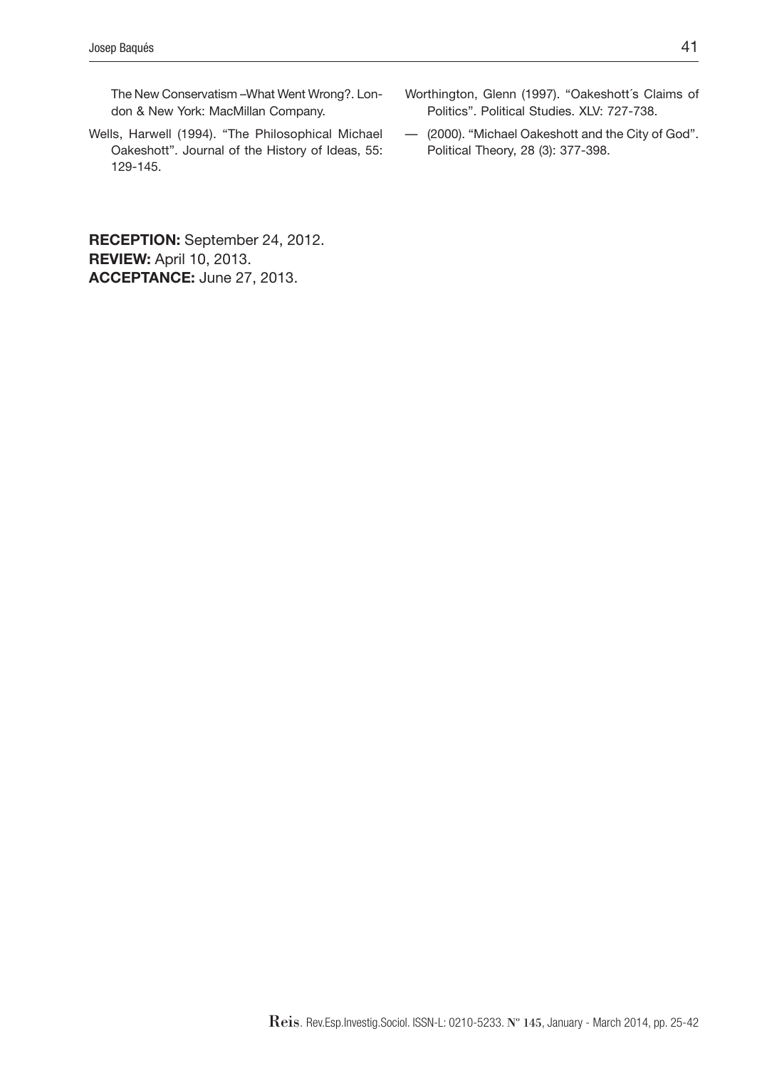The New Conservatism –What Went Wrong?. London & New York: MacMillan Company.

Wells, Harwell (1994). "The Philosophical Michael Oakeshott". Journal of the History of Ideas, 55: 129-145.

Worthington, Glenn (1997). "Oakeshott´s Claims of Politics". Political Studies. XLV: 727-738.

— (2000). "Michael Oakeshott and the City of God". Political Theory, 28 (3): 377-398.

**RECEPTION:** September 24, 2012.
**REVIEW:** April 10, 2013.
**ACCEPTANCE:** June 27, 2013.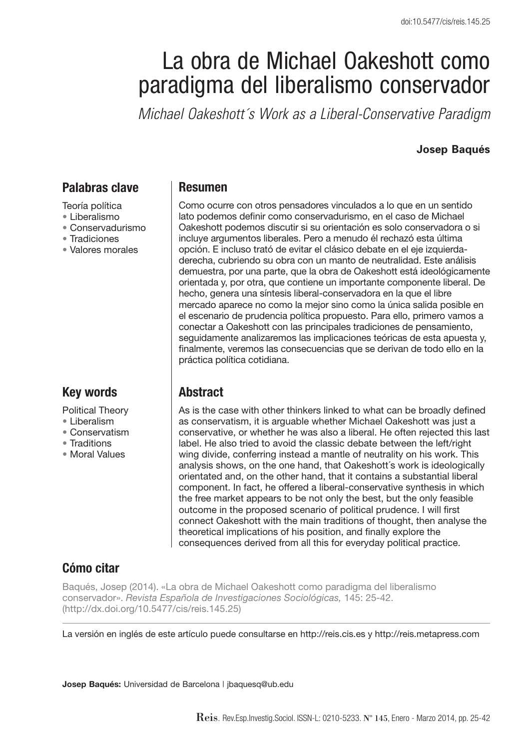# La obra de Michael Oakeshott como paradigma del liberalismo conservador

*Michael Oakeshott´s Work as a Liberal-Conservative Paradigm*

**Josep Baqués**

## Palabras clave

Teoría política

- Liberalismo
- Conservadurismo
- Tradiciones
- Valores morales

## Resumen

Como ocurre con otros pensadores vinculados a lo que en un sentido lato podemos definir como conservadurismo, en el caso de Michael Oakeshott podemos discutir si su orientación es solo conservadora o si incluye argumentos liberales. Pero a menudo él rechazó esta última opción. E incluso trató de evitar el clásico debate en el eje izquierda-derecha, cubriendo su obra con un manto de neutralidad. Este análisis demuestra, por una parte, que la obra de Oakeshott está ideológicamente orientada y, por otra, que contiene un importante componente liberal. De hecho, genera una síntesis liberal-conservadora en la que el libre mercado aparece no como la mejor sino como la única salida posible en el escenario de prudencia política propuesto. Para ello, primero vamos a conectar a Oakeshott con las principales tradiciones de pensamiento, seguidamente analizaremos las implicaciones teóricas de esta apuesta y, finalmente, veremos las consecuencias que se derivan de todo ello en la práctica política cotidiana.

## Key words

Political Theory

- Liberalism
- Conservatism
- Traditions
- Moral Values

## Abstract

As is the case with other thinkers linked to what can be broadly defined as conservatism, it is arguable whether Michael Oakeshott was just a conservative, or whether he was also a liberal. He often rejected this last label. He also tried to avoid the classic debate between the left/right wing divide, conferring instead a mantle of neutrality on his work. This analysis shows, on the one hand, that Oakeshott´s work is ideologically orientated and, on the other hand, that it contains a substantial liberal component. In fact, he offered a liberal-conservative synthesis in which the free market appears to be not only the best, but the only feasible outcome in the proposed scenario of political prudence. I will first connect Oakeshott with the main traditions of thought, then analyse the theoretical implications of his position, and finally explore the consequences derived from all this for everyday political practice.

## Cómo citar

Baqués, Josep (2014). «La obra de Michael Oakeshott como paradigma del liberalismo conservador». *Revista Española de Investigaciones Sociológicas,* 145: 25-42. (http://dx.doi.org/10.5477/cis/reis.145.25)

La versión en inglés de este artículo puede consultarse en http://reis.cis.es y http://reis.metapress.com

**Josep Baqués:** Universidad de Barcelona | jbaquesq@ub.edu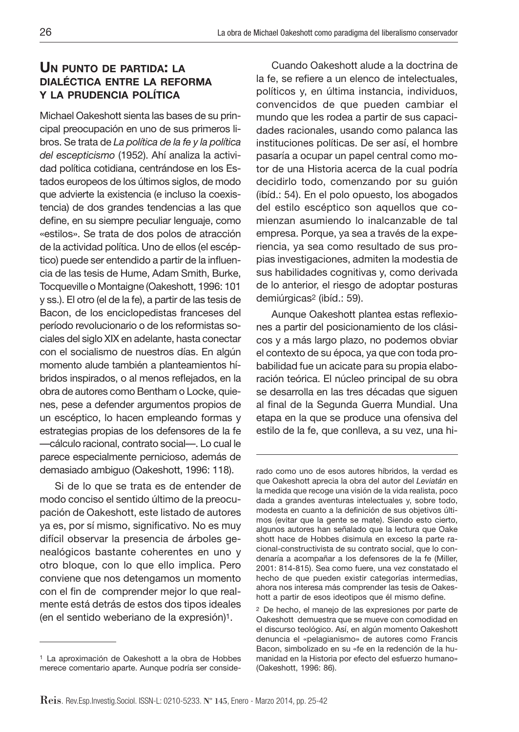## Un punto de partida: la dialéctica entre la reforma y la prudencia política

Michael Oakeshott sienta las bases de su principal preocupación en uno de sus primeros libros. Se trata de *La política de la fe y la política del escepticismo* (1952). Ahí analiza la actividad política cotidiana, centrándose en los Estados europeos de los últimos siglos, de modo que advierte la existencia (e incluso la coexistencia) de dos grandes tendencias a las que define, en su siempre peculiar lenguaje, como «estilos». Se trata de dos polos de atracción de la actividad política. Uno de ellos (el escéptico) puede ser entendido a partir de la influencia de las tesis de Hume, Adam Smith, Burke, Tocqueville o Montaigne (Oakeshott, 1996: 101 y ss.). El otro (el de la fe), a partir de las tesis de Bacon, de los enciclopedistas franceses del período revolucionario o de los reformistas sociales del siglo XIX en adelante, hasta conectar con el socialismo de nuestros días. En algún momento alude también a planteamientos híbridos inspirados, o al menos reflejados, en la obra de autores como Bentham o Locke, quienes, pese a defender argumentos propios de un escéptico, lo hacen empleando formas y estrategias propias de los defensores de la fe —cálculo racional, contrato social—. Lo cual le parece especialmente pernicioso, además de demasiado ambiguo (Oakeshott, 1996: 118).

Si de lo que se trata es de entender de modo conciso el sentido último de la preocupación de Oakeshott, este listado de autores ya es, por sí mismo, significativo. No es muy difícil observar la presencia de árboles genealógicos bastante coherentes en uno y otro bloque, con lo que ello implica. Pero conviene que nos detengamos un momento con el fin de comprender mejor lo que realmente está detrás de estos dos tipos ideales (en el sentido weberiano de la expresión)[1].

Cuando Oakeshott alude a la doctrina de la fe, se refiere a un elenco de intelectuales, políticos y, en última instancia, individuos, convencidos de que pueden cambiar el mundo que les rodea a partir de sus capacidades racionales, usando como palanca las instituciones políticas. De ser así, el hombre pasaría a ocupar un papel central como motor de una Historia acerca de la cual podría decidirlo todo, comenzando por su guión (ibíd.: 54). En el polo opuesto, los abogados del estilo escéptico son aquellos que comienzan asumiendo lo inalcanzable de tal empresa. Porque, ya sea a través de la experiencia, ya sea como resultado de sus propias investigaciones, admiten la modestia de sus habilidades cognitivas y, como derivada de lo anterior, el riesgo de adoptar posturas demiúrgicas[2] (ibíd.: 59).

Aunque Oakeshott plantea estas reflexiones a partir del posicionamiento de los clásicos y a más largo plazo, no podemos obviar el contexto de su época, ya que con toda probabilidad fue un acicate para su propia elaboración teórica. El núcleo principal de su obra se desarrolla en las tres décadas que siguen al final de la Segunda Guerra Mundial. Una etapa en la que se produce una ofensiva del estilo de la fe, que conlleva, a su vez, una hi-

---

[1] La aproximación de Oakeshott a la obra de Hobbes merece comentario aparte. Aunque podría ser considerado como uno de esos autores híbridos, la verdad es que Oakeshott aprecia la obra del autor del *Leviatán* en la medida que recoge una visión de la vida realista, poco dada a grandes aventuras intelectuales y, sobre todo, modesta en cuanto a la definición de sus objetivos últimos (evitar que la gente se mate). Siendo esto cierto, algunos autores han señalado que la lectura que Oakeshott hace de Hobbes disimula en exceso la parte racional-constructivista de su contrato social, que lo condenaría a acompañar a los defensores de la fe (Miller, 2001: 814-815). Sea como fuere, una vez constatado el hecho de que pueden existir categorías intermedias, ahora nos interesa más comprender las tesis de Oakeshott a partir de esos ideotipos que él mismo define.

[2] De hecho, el manejo de las expresiones por parte de Oakeshott demuestra que se mueve con comodidad en el discurso teológico. Así, en algún momento Oakeshott denuncia el «pelagianismo» de autores como Francis Bacon, simbolizado en su «fe en la redención de la humanidad en la Historia por efecto del esfuerzo humano» (Oakeshott, 1996: 86).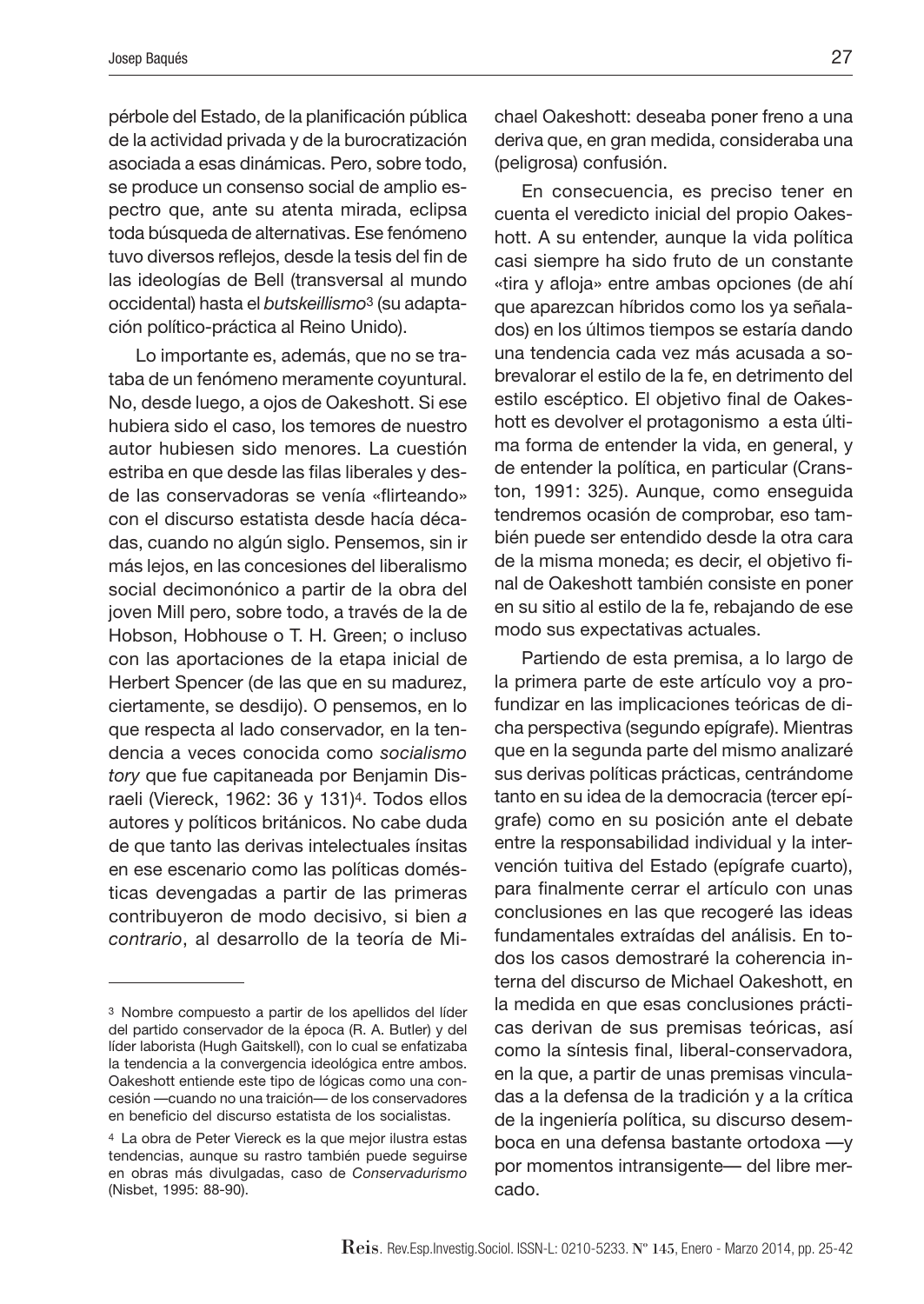pérbole del Estado, de la planificación pública de la actividad privada y de la burocratización asociada a esas dinámicas. Pero, sobre todo, se produce un consenso social de amplio espectro que, ante su atenta mirada, eclipsa toda búsqueda de alternativas. Ese fenómeno tuvo diversos reflejos, desde la tesis del fin de las ideologías de Bell (transversal al mundo occidental) hasta el *butskeillismo*[3] (su adaptación político-práctica al Reino Unido).

Lo importante es, además, que no se trataba de un fenómeno meramente coyuntural. No, desde luego, a ojos de Oakeshott. Si ese hubiera sido el caso, los temores de nuestro autor hubiesen sido menores. La cuestión estriba en que desde las filas liberales y desde las conservadoras se venía «flirteando» con el discurso estatista desde hacía décadas, cuando no algún siglo. Pensemos, sin ir más lejos, en las concesiones del liberalismo social decimonónico a partir de la obra del joven Mill pero, sobre todo, a través de la de Hobson, Hobhouse o T. H. Green; o incluso con las aportaciones de la etapa inicial de Herbert Spencer (de las que en su madurez, ciertamente, se desdijo). O pensemos, en lo que respecta al lado conservador, en la tendencia a veces conocida como *socialismo tory* que fue capitaneada por Benjamin Disraeli (Viereck, 1962: 36 y 131)[4]. Todos ellos autores y políticos británicos. No cabe duda de que tanto las derivas intelectuales ínsitas en ese escenario como las políticas domésticas devengadas a partir de las primeras contribuyeron de modo decisivo, si bien *a contrario*, al desarrollo de la teoría de Michael Oakeshott: deseaba poner freno a una deriva que, en gran medida, consideraba una (peligrosa) confusión.

En consecuencia, es preciso tener en cuenta el veredicto inicial del propio Oakeshott. A su entender, aunque la vida política casi siempre ha sido fruto de un constante «tira y afloja» entre ambas opciones (de ahí que aparezcan híbridos como los ya señalados) en los últimos tiempos se estaría dando una tendencia cada vez más acusada a sobrevalorar el estilo de la fe, en detrimento del estilo escéptico. El objetivo final de Oakeshott es devolver el protagonismo a esta última forma de entender la vida, en general, y de entender la política, en particular (Cranston, 1991: 325). Aunque, como enseguida tendremos ocasión de comprobar, eso también puede ser entendido desde la otra cara de la misma moneda; es decir, el objetivo final de Oakeshott también consiste en poner en su sitio al estilo de la fe, rebajando de ese modo sus expectativas actuales.

Partiendo de esta premisa, a lo largo de la primera parte de este artículo voy a profundizar en las implicaciones teóricas de dicha perspectiva (segundo epígrafe). Mientras que en la segunda parte del mismo analizaré sus derivas políticas prácticas, centrándome tanto en su idea de la democracia (tercer epígrafe) como en su posición ante el debate entre la responsabilidad individual y la intervención tuitiva del Estado (epígrafe cuarto), para finalmente cerrar el artículo con unas conclusiones en las que recogeré las ideas fundamentales extraídas del análisis. En todos los casos demostraré la coherencia interna del discurso de Michael Oakeshott, en la medida en que esas conclusiones prácticas derivan de sus premisas teóricas, así como la síntesis final, liberal-conservadora, en la que, a partir de unas premisas vinculadas a la defensa de la tradición y a la crítica de la ingeniería política, su discurso desemboca en una defensa bastante ortodoxa —y por momentos intransigente— del libre mercado.

---

[3] Nombre compuesto a partir de los apellidos del líder del partido conservador de la época (R. A. Butler) y del líder laborista (Hugh Gaitskell), con lo cual se enfatizaba la tendencia a la convergencia ideológica entre ambos. Oakeshott entiende este tipo de lógicas como una concesión —cuando no una traición— de los conservadores en beneficio del discurso estatista de los socialistas.

[4] La obra de Peter Viereck es la que mejor ilustra estas tendencias, aunque su rastro también puede seguirse en obras más divulgadas, caso de *Conservadurismo* (Nisbet, 1995: 88-90).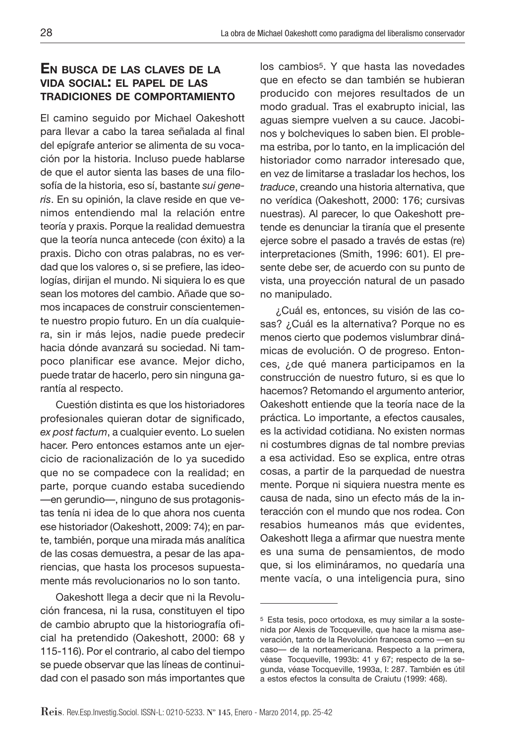## En busca de las claves de la vida social: el papel de las tradiciones de comportamiento

El camino seguido por Michael Oakeshott para llevar a cabo la tarea señalada al final del epígrafe anterior se alimenta de su vocación por la historia. Incluso puede hablarse de que el autor sienta las bases de una filosofía de la historia, eso sí, bastante *sui generis*. En su opinión, la clave reside en que venimos entendiendo mal la relación entre teoría y praxis. Porque la realidad demuestra que la teoría nunca antecede (con éxito) a la praxis. Dicho con otras palabras, no es verdad que los valores o, si se prefiere, las ideologías, dirijan el mundo. Ni siquiera lo es que sean los motores del cambio. Añade que somos incapaces de construir conscientemente nuestro propio futuro. En un día cualquiera, sin ir más lejos, nadie puede predecir hacia dónde avanzará su sociedad. Ni tampoco planificar ese avance. Mejor dicho, puede tratar de hacerlo, pero sin ninguna garantía al respecto.

Cuestión distinta es que los historiadores profesionales quieran dotar de significado, *ex post factum*, a cualquier evento. Lo suelen hacer. Pero entonces estamos ante un ejercicio de racionalización de lo ya sucedido que no se compadece con la realidad; en parte, porque cuando estaba sucediendo —en gerundio—, ninguno de sus protagonistas tenía ni idea de lo que ahora nos cuenta ese historiador (Oakeshott, 2009: 74); en parte, también, porque una mirada más analítica de las cosas demuestra, a pesar de las apariencias, que hasta los procesos supuestamente más revolucionarios no lo son tanto.

Oakeshott llega a decir que ni la Revolución francesa, ni la rusa, constituyen el tipo de cambio abrupto que la historiografía oficial ha pretendido (Oakeshott, 2000: 68 y 115-116). Por el contrario, al cabo del tiempo se puede observar que las líneas de continuidad con el pasado son más importantes que los cambios[5]. Y que hasta las novedades que en efecto se dan también se hubieran producido con mejores resultados de un modo gradual. Tras el exabrupto inicial, las aguas siempre vuelven a su cauce. Jacobinos y bolcheviques lo saben bien. El problema estriba, por lo tanto, en la implicación del historiador como narrador interesado que, en vez de limitarse a trasladar los hechos, los *traduce*, creando una historia alternativa, que no verídica (Oakeshott, 2000: 176; cursivas nuestras). Al parecer, lo que Oakeshott pretende es denunciar la tiranía que el presente ejerce sobre el pasado a través de estas (re) interpretaciones (Smith, 1996: 601). El presente debe ser, de acuerdo con su punto de vista, una proyección natural de un pasado no manipulado.

¿Cuál es, entonces, su visión de las cosas? ¿Cuál es la alternativa? Porque no es menos cierto que podemos vislumbrar dinámicas de evolución. O de progreso. Entonces, ¿de qué manera participamos en la construcción de nuestro futuro, si es que lo hacemos? Retomando el argumento anterior, Oakeshott entiende que la teoría nace de la práctica. Lo importante, a efectos causales, es la actividad cotidiana. No existen normas ni costumbres dignas de tal nombre previas a esa actividad. Eso se explica, entre otras cosas, a partir de la parquedad de nuestra mente. Porque ni siquiera nuestra mente es causa de nada, sino un efecto más de la interacción con el mundo que nos rodea. Con resabios humeanos más que evidentes, Oakeshott llega a afirmar que nuestra mente es una suma de pensamientos, de modo que, si los elimináramos, no quedaría una mente vacía, o una inteligencia pura, sino

---

[5] Esta tesis, poco ortodoxa, es muy similar a la sostenida por Alexis de Tocqueville, que hace la misma aseveración, tanto de la Revolución francesa como —en su caso— de la norteamericana. Respecto a la primera, véase Tocqueville, 1993b: 41 y 67; respecto de la segunda, véase Tocqueville, 1993a, I: 287. También es útil a estos efectos la consulta de Craiutu (1999: 468).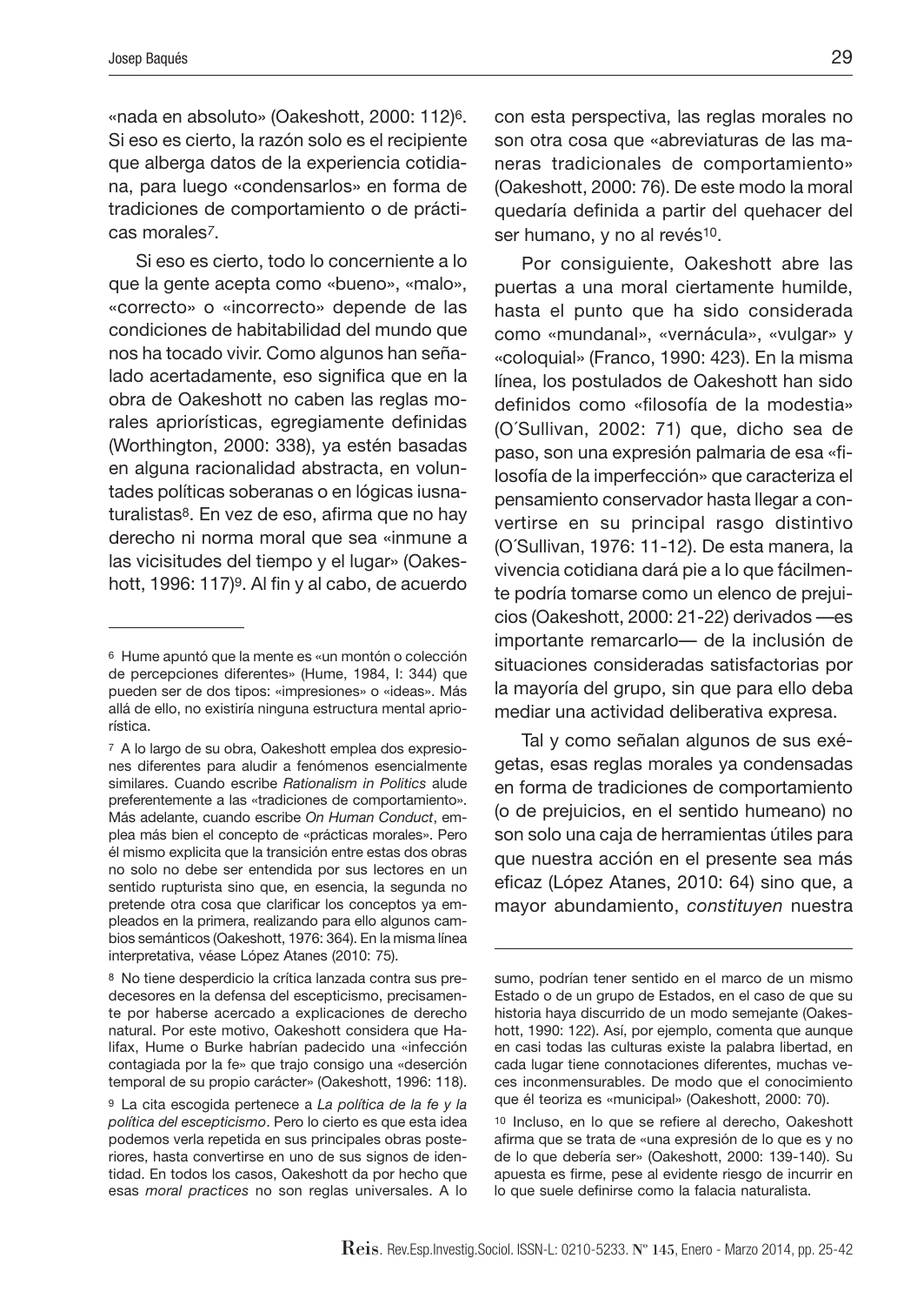«nada en absoluto» (Oakeshott, 2000: 112)[6]. Si eso es cierto, la razón solo es el recipiente que alberga datos de la experiencia cotidiana, para luego «condensarlos» en forma de tradiciones de comportamiento o de prácticas morales[7].

Si eso es cierto, todo lo concerniente a lo que la gente acepta como «bueno», «malo», «correcto» o «incorrecto» depende de las condiciones de habitabilidad del mundo que nos ha tocado vivir. Como algunos han señalado acertadamente, eso significa que en la obra de Oakeshott no caben las reglas morales apriorísticas, egregiamente definidas (Worthington, 2000: 338), ya estén basadas en alguna racionalidad abstracta, en voluntades políticas soberanas o en lógicas iusnaturalistas[8]. En vez de eso, afirma que no hay derecho ni norma moral que sea «inmune a las vicisitudes del tiempo y el lugar» (Oakeshott, 1996: 117)[9]. Al fin y al cabo, de acuerdo con esta perspectiva, las reglas morales no son otra cosa que «abreviaturas de las maneras tradicionales de comportamiento» (Oakeshott, 2000: 76). De este modo la moral quedaría definida a partir del quehacer del ser humano, y no al revés[10].

Por consiguiente, Oakeshott abre las puertas a una moral ciertamente humilde, hasta el punto que ha sido considerada como «mundanal», «vernácula», «vulgar» y «coloquial» (Franco, 1990: 423). En la misma línea, los postulados de Oakeshott han sido definidos como «filosofía de la modestia» (O´Sullivan, 2002: 71) que, dicho sea de paso, son una expresión palmaria de esa «filosofía de la imperfección» que caracteriza el pensamiento conservador hasta llegar a convertirse en su principal rasgo distintivo (O´Sullivan, 1976: 11-12). De esta manera, la vivencia cotidiana dará pie a lo que fácilmente podría tomarse como un elenco de prejuicios (Oakeshott, 2000: 21-22) derivados —es importante remarcarlo— de la inclusión de situaciones consideradas satisfactorias por la mayoría del grupo, sin que para ello deba mediar una actividad deliberativa expresa.

Tal y como señalan algunos de sus exégetas, esas reglas morales ya condensadas en forma de tradiciones de comportamiento (o de prejuicios, en el sentido humeano) no son solo una caja de herramientas útiles para que nuestra acción en el presente sea más eficaz (López Atanes, 2010: 64) sino que, a mayor abundamiento, *constituyen* nuestra

---

[6] Hume apuntó que la mente es «un montón o colección de percepciones diferentes» (Hume, 1984, I: 344) que pueden ser de dos tipos: «impresiones» o «ideas». Más allá de ello, no existiría ninguna estructura mental apriorística.

[7] A lo largo de su obra, Oakeshott emplea dos expresiones diferentes para aludir a fenómenos esencialmente similares. Cuando escribe *Rationalism in Politics* alude preferentemente a las «tradiciones de comportamiento». Más adelante, cuando escribe *On Human Conduct*, emplea más bien el concepto de «prácticas morales». Pero él mismo explicita que la transición entre estas dos obras no solo no debe ser entendida por sus lectores en un sentido rupturista sino que, en esencia, la segunda no pretende otra cosa que clarificar los conceptos ya empleados en la primera, realizando para ello algunos cambios semánticos (Oakeshott, 1976: 364). En la misma línea interpretativa, véase López Atanes (2010: 75).

[8] No tiene desperdicio la crítica lanzada contra sus predecesores en la defensa del escepticismo, precisamente por haberse acercado a explicaciones de derecho natural. Por este motivo, Oakeshott considera que Halifax, Hume o Burke habrían padecido una «infección contagiada por la fe» que trajo consigo una «deserción temporal de su propio carácter» (Oakeshott, 1996: 118).

[9] La cita escogida pertenece a *La política de la fe y la política del escepticismo*. Pero lo cierto es que esta idea podemos verla repetida en sus principales obras posteriores, hasta convertirse en uno de sus signos de identidad. En todos los casos, Oakeshott da por hecho que esas *moral practices* no son reglas universales. A lo sumo, podrían tener sentido en el marco de un mismo Estado o de un grupo de Estados, en el caso de que su historia haya discurrido de un modo semejante (Oakeshott, 1990: 122). Así, por ejemplo, comenta que aunque en casi todas las culturas existe la palabra libertad, en cada lugar tiene connotaciones diferentes, muchas veces inconmensurables. De modo que el conocimiento que él teoriza es «municipal» (Oakeshott, 2000: 70).

[10] Incluso, en lo que se refiere al derecho, Oakeshott afirma que se trata de «una expresión de lo que es y no de lo que debería ser» (Oakeshott, 2000: 139-140). Su apuesta es firme, pese al evidente riesgo de incurrir en lo que suele definirse como la falacia naturalista.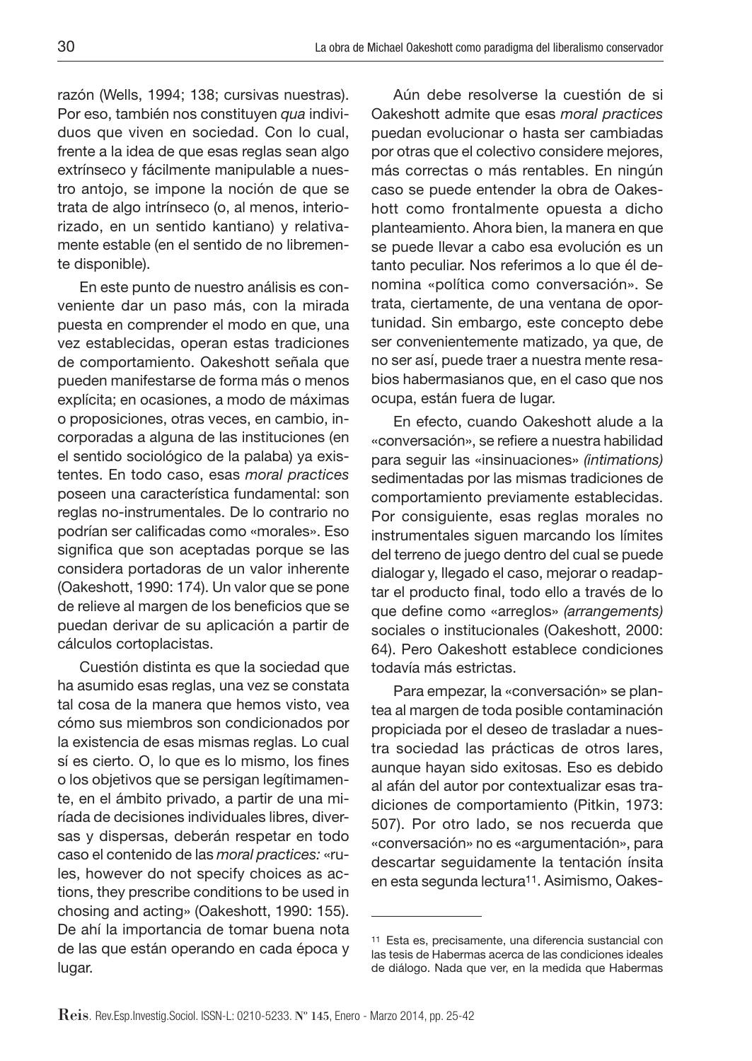razón (Wells, 1994; 138; cursivas nuestras). Por eso, también nos constituyen *qua* individuos que viven en sociedad. Con lo cual, frente a la idea de que esas reglas sean algo extrínseco y fácilmente manipulable a nuestro antojo, se impone la noción de que se trata de algo intrínseco (o, al menos, interiorizado, en un sentido kantiano) y relativamente estable (en el sentido de no libremente disponible).

En este punto de nuestro análisis es conveniente dar un paso más, con la mirada puesta en comprender el modo en que, una vez establecidas, operan estas tradiciones de comportamiento. Oakeshott señala que pueden manifestarse de forma más o menos explícita; en ocasiones, a modo de máximas o proposiciones, otras veces, en cambio, incorporadas a alguna de las instituciones (en el sentido sociológico de la palaba) ya existentes. En todo caso, esas *moral practices* poseen una característica fundamental: son reglas no-instrumentales. De lo contrario no podrían ser calificadas como «morales». Eso significa que son aceptadas porque se las considera portadoras de un valor inherente (Oakeshott, 1990: 174). Un valor que se pone de relieve al margen de los beneficios que se puedan derivar de su aplicación a partir de cálculos cortoplacistas.

Cuestión distinta es que la sociedad que ha asumido esas reglas, una vez se constata tal cosa de la manera que hemos visto, vea cómo sus miembros son condicionados por la existencia de esas mismas reglas. Lo cual sí es cierto. O, lo que es lo mismo, los fines o los objetivos que se persigan legítimamente, en el ámbito privado, a partir de una miríada de decisiones individuales libres, diversas y dispersas, deberán respetar en todo caso el contenido de las *moral practices:* «rules, however do not specify choices as actions, they prescribe conditions to be used in chosing and acting» (Oakeshott, 1990: 155). De ahí la importancia de tomar buena nota de las que están operando en cada época y lugar.

Aún debe resolverse la cuestión de si Oakeshott admite que esas *moral practices* puedan evolucionar o hasta ser cambiadas por otras que el colectivo considere mejores, más correctas o más rentables. En ningún caso se puede entender la obra de Oakeshott como frontalmente opuesta a dicho planteamiento. Ahora bien, la manera en que se puede llevar a cabo esa evolución es un tanto peculiar. Nos referimos a lo que él denomina «política como conversación». Se trata, ciertamente, de una ventana de oportunidad. Sin embargo, este concepto debe ser convenientemente matizado, ya que, de no ser así, puede traer a nuestra mente resabios habermasianos que, en el caso que nos ocupa, están fuera de lugar.

En efecto, cuando Oakeshott alude a la «conversación», se refiere a nuestra habilidad para seguir las «insinuaciones» *(intimations)* sedimentadas por las mismas tradiciones de comportamiento previamente establecidas. Por consiguiente, esas reglas morales no instrumentales siguen marcando los límites del terreno de juego dentro del cual se puede dialogar y, llegado el caso, mejorar o readaptar el producto final, todo ello a través de lo que define como «arreglos» *(arrangements)* sociales o institucionales (Oakeshott, 2000: 64). Pero Oakeshott establece condiciones todavía más estrictas.

Para empezar, la «conversación» se plantea al margen de toda posible contaminación propiciada por el deseo de trasladar a nuestra sociedad las prácticas de otros lares, aunque hayan sido exitosas. Eso es debido al afán del autor por contextualizar esas tradiciones de comportamiento (Pitkin, 1973: 507). Por otro lado, se nos recuerda que «conversación» no es «argumentación», para descartar seguidamente la tentación ínsita en esta segunda lectura[11]. Asimismo, Oakes-

[11] Esta es, precisamente, una diferencia sustancial con las tesis de Habermas acerca de las condiciones ideales de diálogo. Nada que ver, en la medida que Habermas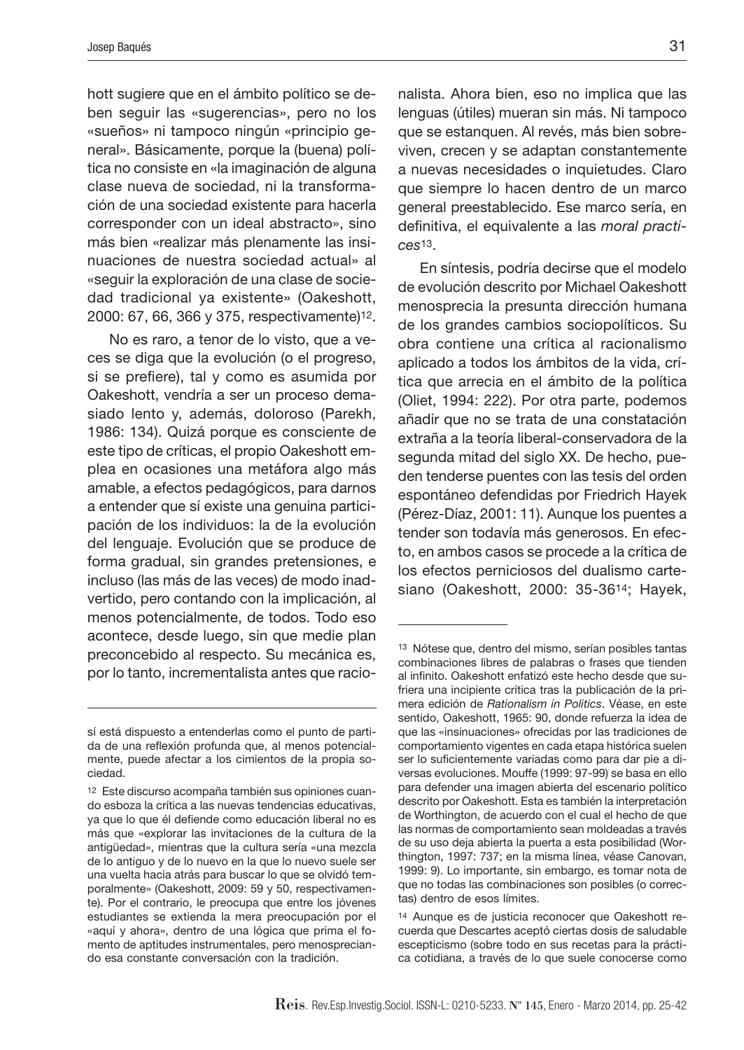hott sugiere que en el ámbito político se deben seguir las «sugerencias», pero no los «sueños» ni tampoco ningún «principio general». Básicamente, porque la (buena) política no consiste en «la imaginación de alguna clase nueva de sociedad, ni la transformación de una sociedad existente para hacerla corresponder con un ideal abstracto», sino más bien «realizar más plenamente las insinuaciones de nuestra sociedad actual» al «seguir la exploración de una clase de sociedad tradicional ya existente» (Oakeshott, 2000: 67, 66, 366 y 375, respectivamente)[12].

No es raro, a tenor de lo visto, que a veces se diga que la evolución (o el progreso, si se prefiere), tal y como es asumida por Oakeshott, vendría a ser un proceso demasiado lento y, además, doloroso (Parekh, 1986: 134). Quizá porque es consciente de este tipo de críticas, el propio Oakeshott emplea en ocasiones una metáfora algo más amable, a efectos pedagógicos, para darnos a entender que sí existe una genuina participación de los individuos: la de la evolución del lenguaje. Evolución que se produce de forma gradual, sin grandes pretensiones, e incluso (las más de las veces) de modo inadvertido, pero contando con la implicación, al menos potencialmente, de todos. Todo eso acontece, desde luego, sin que medie plan preconcebido al respecto. Su mecánica es, por lo tanto, incrementalista antes que racionalista. Ahora bien, eso no implica que las lenguas (útiles) mueran sin más. Ni tampoco que se estanquen. Al revés, más bien sobreviven, crecen y se adaptan constantemente a nuevas necesidades o inquietudes. Claro que siempre lo hacen dentro de un marco general preestablecido. Ese marco sería, en definitiva, el equivalente a las *moral practices*[13].

En síntesis, podría decirse que el modelo de evolución descrito por Michael Oakeshott menosprecia la presunta dirección humana de los grandes cambios sociopolíticos. Su obra contiene una crítica al racionalismo aplicado a todos los ámbitos de la vida, crítica que arrecia en el ámbito de la política (Oliet, 1994: 222). Por otra parte, podemos añadir que no se trata de una constatación extraña a la teoría liberal-conservadora de la segunda mitad del siglo XX. De hecho, pueden tenderse puentes con las tesis del orden espontáneo defendidas por Friedrich Hayek (Pérez-Díaz, 2001: 11). Aunque los puentes a tender son todavía más generosos. En efecto, en ambos casos se procede a la crítica de los efectos perniciosos del dualismo cartesiano (Oakeshott, 2000: 35-36[14]; Hayek,

---

sí está dispuesto a entenderlas como el punto de partida de una reflexión profunda que, al menos potencialmente, puede afectar a los cimientos de la propia sociedad.

[12] Este discurso acompaña también sus opiniones cuando esboza la crítica a las nuevas tendencias educativas, ya que lo que él defiende como educación liberal no es más que «explorar las invitaciones de la cultura de la antigüedad», mientras que la cultura sería «una mezcla de lo antiguo y de lo nuevo en la que lo nuevo suele ser una vuelta hacia atrás para buscar lo que se olvidó temporalmente» (Oakeshott, 2009: 59 y 50, respectivamente). Por el contrario, le preocupa que entre los jóvenes estudiantes se extienda la mera preocupación por el «aquí y ahora», dentro de una lógica que prima el fomento de aptitudes instrumentales, pero menospreciando esa constante conversación con la tradición.

[13] Nótese que, dentro del mismo, serían posibles tantas combinaciones libres de palabras o frases que tienden al infinito. Oakeshott enfatizó este hecho desde que sufriera una incipiente crítica tras la publicación de la primera edición de *Rationalism in Politics*. Véase, en este sentido, Oakeshott, 1965: 90, donde refuerza la idea de que las «insinuaciones» ofrecidas por las tradiciones de comportamiento vigentes en cada etapa histórica suelen ser lo suficientemente variadas como para dar pie a diversas evoluciones. Mouffe (1999: 97-99) se basa en ello para defender una imagen abierta del escenario político descrito por Oakeshott. Esta es también la interpretación de Worthington, de acuerdo con el cual el hecho de que las normas de comportamiento sean moldeadas a través de su uso deja abierta la puerta a esta posibilidad (Worthington, 1997: 737; en la misma línea, véase Canovan, 1999: 9). Lo importante, sin embargo, es tomar nota de que no todas las combinaciones son posibles (o correctas) dentro de esos límites.

[14] Aunque es de justicia reconocer que Oakeshott recuerda que Descartes aceptó ciertas dosis de saludable escepticismo (sobre todo en sus recetas para la práctica cotidiana, a través de lo que suele conocerse como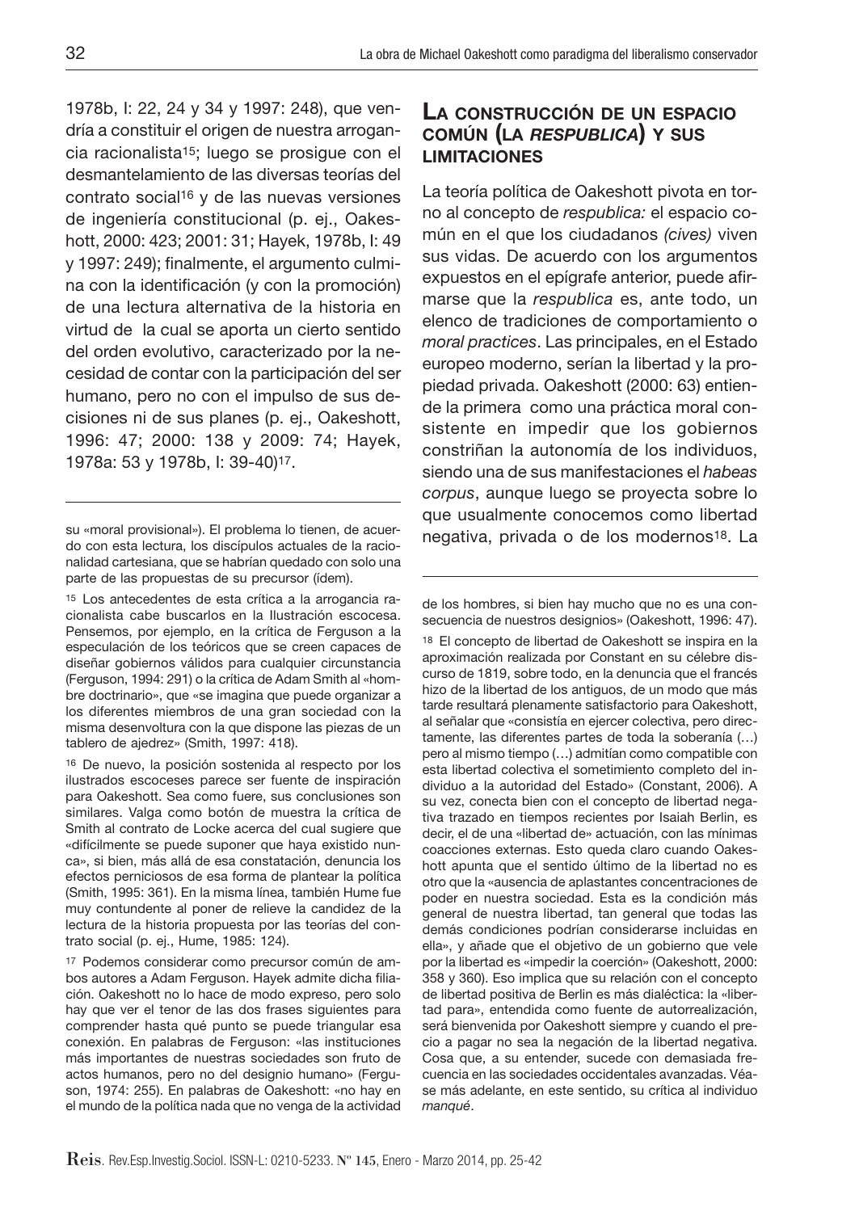1978b, I: 22, 24 y 34 y 1997: 248), que vendría a constituir el origen de nuestra arrogancia racionalista[15]; luego se prosigue con el desmantelamiento de las diversas teorías del contrato social[16] y de las nuevas versiones de ingeniería constitucional (p. ej., Oakeshott, 2000: 423; 2001: 31; Hayek, 1978b, I: 49 y 1997: 249); finalmente, el argumento culmina con la identificación (y con la promoción) de una lectura alternativa de la historia en virtud de la cual se aporta un cierto sentido del orden evolutivo, caracterizado por la necesidad de contar con la participación del ser humano, pero no con el impulso de sus decisiones ni de sus planes (p. ej., Oakeshott, 1996: 47; 2000: 138 y 2009: 74; Hayek, 1978a: 53 y 1978b, I: 39-40)[17].

## La construcción de un espacio común (la *respublica*) y sus limitaciones

La teoría política de Oakeshott pivota en torno al concepto de *respublica:* el espacio común en el que los ciudadanos *(cives)* viven sus vidas. De acuerdo con los argumentos expuestos en el epígrafe anterior, puede afirmarse que la *respublica* es, ante todo, un elenco de tradiciones de comportamiento o *moral practices*. Las principales, en el Estado europeo moderno, serían la libertad y la propiedad privada. Oakeshott (2000: 63) entiende la primera como una práctica moral consistente en impedir que los gobiernos constriñan la autonomía de los individuos, siendo una de sus manifestaciones el *habeas corpus*, aunque luego se proyecta sobre lo que usualmente conocemos como libertad negativa, privada o de los modernos[18]. La

---

su «moral provisional»). El problema lo tienen, de acuerdo con esta lectura, los discípulos actuales de la racionalidad cartesiana, que se habrían quedado con solo una parte de las propuestas de su precursor (ídem).

[15] Los antecedentes de esta crítica a la arrogancia racionalista cabe buscarlos en la Ilustración escocesa. Pensemos, por ejemplo, en la crítica de Ferguson a la especulación de los teóricos que se creen capaces de diseñar gobiernos válidos para cualquier circunstancia (Ferguson, 1994: 291) o la crítica de Adam Smith al «hombre doctrinario», que «se imagina que puede organizar a los diferentes miembros de una gran sociedad con la misma desenvoltura con la que dispone las piezas de un tablero de ajedrez» (Smith, 1997: 418).

[16] De nuevo, la posición sostenida al respecto por los ilustrados escoceses parece ser fuente de inspiración para Oakeshott. Sea como fuere, sus conclusiones son similares. Valga como botón de muestra la crítica de Smith al contrato de Locke acerca del cual sugiere que «difícilmente se puede suponer que haya existido nunca», si bien, más allá de esa constatación, denuncia los efectos perniciosos de esa forma de plantear la política (Smith, 1995: 361). En la misma línea, también Hume fue muy contundente al poner de relieve la candidez de la lectura de la historia propuesta por las teorías del contrato social (p. ej., Hume, 1985: 124).

[17] Podemos considerar como precursor común de ambos autores a Adam Ferguson. Hayek admite dicha filiación. Oakeshott no lo hace de modo expreso, pero solo hay que ver el tenor de las dos frases siguientes para comprender hasta qué punto se puede triangular esa conexión. En palabras de Ferguson: «las instituciones más importantes de nuestras sociedades son fruto de actos humanos, pero no del designio humano» (Ferguson, 1974: 255). En palabras de Oakeshott: «no hay en el mundo de la política nada que no venga de la actividad de los hombres, si bien hay mucho que no es una consecuencia de nuestros designios» (Oakeshott, 1996: 47).

[18] El concepto de libertad de Oakeshott se inspira en la aproximación realizada por Constant en su célebre discurso de 1819, sobre todo, en la denuncia que el francés hizo de la libertad de los antiguos, de un modo que más tarde resultará plenamente satisfactorio para Oakeshott, al señalar que «consistía en ejercer colectiva, pero directamente, las diferentes partes de toda la soberanía (…) pero al mismo tiempo (…) admitían como compatible con esta libertad colectiva el sometimiento completo del individuo a la autoridad del Estado» (Constant, 2006). A su vez, conecta bien con el concepto de libertad negativa trazado en tiempos recientes por Isaiah Berlin, es decir, el de una «libertad de» actuación, con las mínimas coacciones externas. Esto queda claro cuando Oakeshott apunta que el sentido último de la libertad no es otro que la «ausencia de aplastantes concentraciones de poder en nuestra sociedad. Esta es la condición más general de nuestra libertad, tan general que todas las demás condiciones podrían considerarse incluidas en ella», y añade que el objetivo de un gobierno que vele por la libertad es «impedir la coerción» (Oakeshott, 2000: 358 y 360). Eso implica que su relación con el concepto de libertad positiva de Berlin es más dialéctica: la «libertad para», entendida como fuente de autorrealización, será bienvenida por Oakeshott siempre y cuando el precio a pagar no sea la negación de la libertad negativa. Cosa que, a su entender, sucede con demasiada frecuencia en las sociedades occidentales avanzadas. Véase más adelante, en este sentido, su crítica al individuo *manqué*.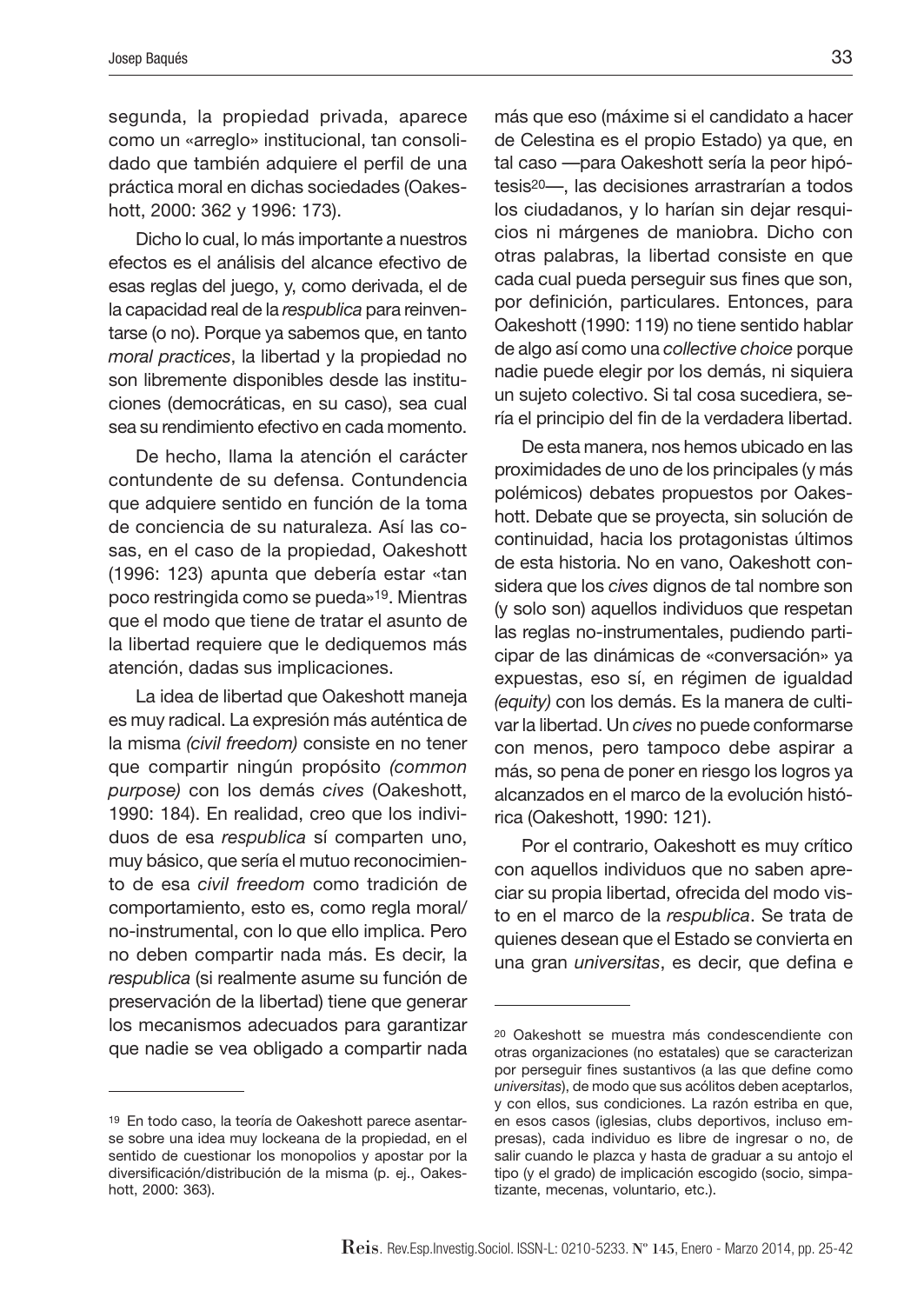segunda, la propiedad privada, aparece como un «arreglo» institucional, tan consolidado que también adquiere el perfil de una práctica moral en dichas sociedades (Oakeshott, 2000: 362 y 1996: 173).

Dicho lo cual, lo más importante a nuestros efectos es el análisis del alcance efectivo de esas reglas del juego, y, como derivada, el de la capacidad real de la *respublica* para reinventarse (o no). Porque ya sabemos que, en tanto *moral practices*, la libertad y la propiedad no son libremente disponibles desde las instituciones (democráticas, en su caso), sea cual sea su rendimiento efectivo en cada momento.

De hecho, llama la atención el carácter contundente de su defensa. Contundencia que adquiere sentido en función de la toma de conciencia de su naturaleza. Así las cosas, en el caso de la propiedad, Oakeshott (1996: 123) apunta que debería estar «tan poco restringida como se pueda»[19]. Mientras que el modo que tiene de tratar el asunto de la libertad requiere que le dediquemos más atención, dadas sus implicaciones.

La idea de libertad que Oakeshott maneja es muy radical. La expresión más auténtica de la misma *(civil freedom)* consiste en no tener que compartir ningún propósito *(common purpose)* con los demás *cives* (Oakeshott, 1990: 184). En realidad, creo que los individuos de esa *respublica* sí comparten uno, muy básico, que sería el mutuo reconocimiento de esa *civil freedom* como tradición de comportamiento, esto es, como regla moral/ no-instrumental, con lo que ello implica. Pero no deben compartir nada más. Es decir, la *respublica* (si realmente asume su función de preservación de la libertad) tiene que generar los mecanismos adecuados para garantizar que nadie se vea obligado a compartir nada más que eso (máxime si el candidato a hacer de Celestina es el propio Estado) ya que, en tal caso —para Oakeshott sería la peor hipótesis[20]—, las decisiones arrastrarían a todos los ciudadanos, y lo harían sin dejar resquicios ni márgenes de maniobra. Dicho con otras palabras, la libertad consiste en que cada cual pueda perseguir sus fines que son, por definición, particulares. Entonces, para Oakeshott (1990: 119) no tiene sentido hablar de algo así como una *collective choice* porque nadie puede elegir por los demás, ni siquiera un sujeto colectivo. Si tal cosa sucediera, sería el principio del fin de la verdadera libertad.

De esta manera, nos hemos ubicado en las proximidades de uno de los principales (y más polémicos) debates propuestos por Oakeshott. Debate que se proyecta, sin solución de continuidad, hacia los protagonistas últimos de esta historia. No en vano, Oakeshott considera que los *cives* dignos de tal nombre son (y solo son) aquellos individuos que respetan las reglas no-instrumentales, pudiendo participar de las dinámicas de «conversación» ya expuestas, eso sí, en régimen de igualdad *(equity)* con los demás. Es la manera de cultivar la libertad. Un *cives* no puede conformarse con menos, pero tampoco debe aspirar a más, so pena de poner en riesgo los logros ya alcanzados en el marco de la evolución histórica (Oakeshott, 1990: 121).

Por el contrario, Oakeshott es muy crítico con aquellos individuos que no saben apreciar su propia libertad, ofrecida del modo visto en el marco de la *respublica*. Se trata de quienes desean que el Estado se convierta en una gran *universitas*, es decir, que defina e

---

[19] En todo caso, la teoría de Oakeshott parece asentarse sobre una idea muy lockeana de la propiedad, en el sentido de cuestionar los monopolios y apostar por la diversificación/distribución de la misma (p. ej., Oakeshott, 2000: 363).

[20] Oakeshott se muestra más condescendiente con otras organizaciones (no estatales) que se caracterizan por perseguir fines sustantivos (a las que define como *universitas*), de modo que sus acólitos deben aceptarlos, y con ellos, sus condiciones. La razón estriba en que, en esos casos (iglesias, clubs deportivos, incluso empresas), cada individuo es libre de ingresar o no, de salir cuando le plazca y hasta de graduar a su antojo el tipo (y el grado) de implicación escogido (socio, simpatizante, mecenas, voluntario, etc.).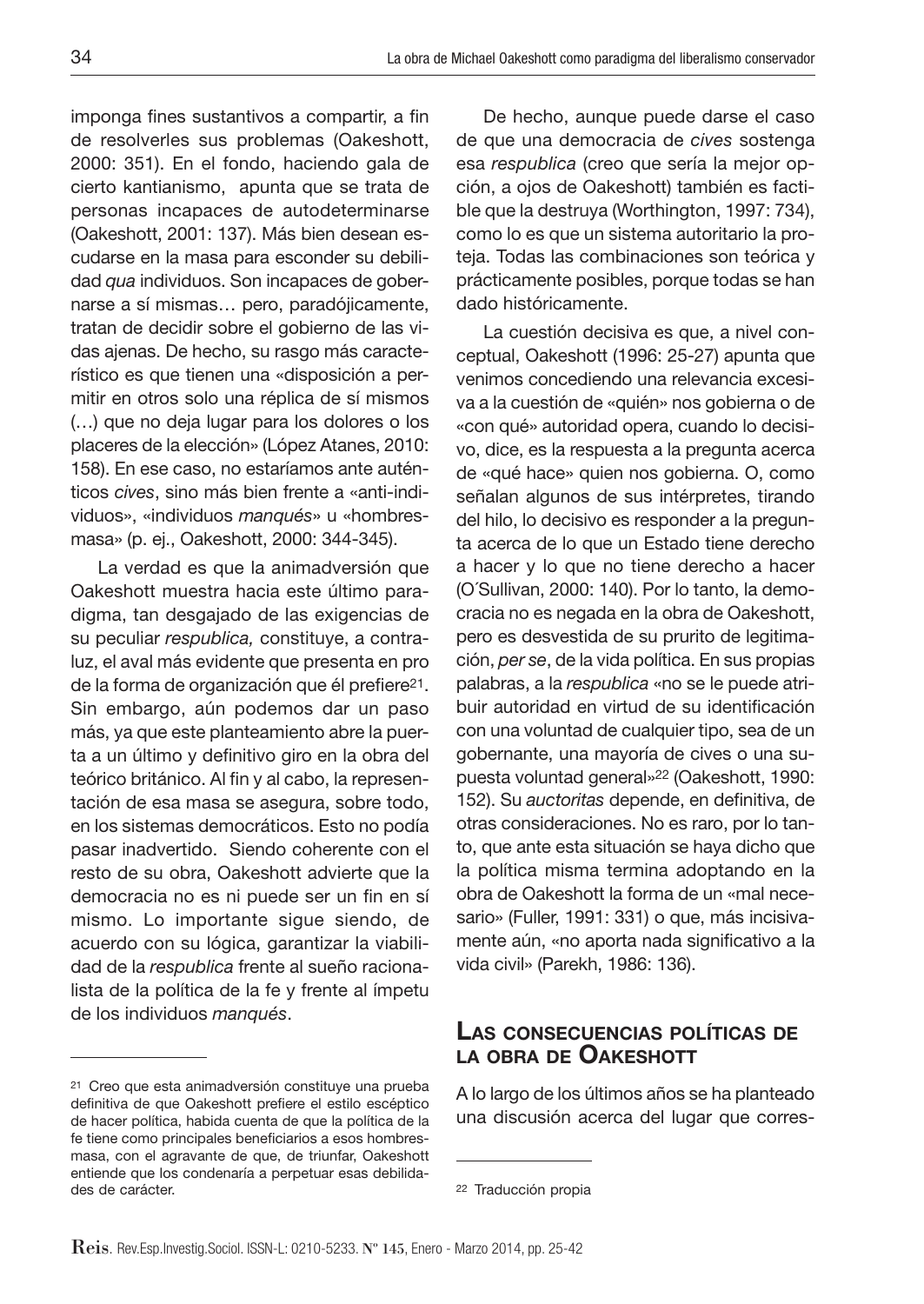imponga fines sustantivos a compartir, a fin de resolverles sus problemas (Oakeshott, 2000: 351). En el fondo, haciendo gala de cierto kantianismo, apunta que se trata de personas incapaces de autodeterminarse (Oakeshott, 2001: 137). Más bien desean escudarse en la masa para esconder su debilidad *qua* individuos. Son incapaces de gobernarse a sí mismas… pero, paradójicamente, tratan de decidir sobre el gobierno de las vidas ajenas. De hecho, su rasgo más característico es que tienen una «disposición a permitir en otros solo una réplica de sí mismos (…) que no deja lugar para los dolores o los placeres de la elección» (López Atanes, 2010: 158). En ese caso, no estaríamos ante auténticos *cives*, sino más bien frente a «anti-individuos», «individuos *manqués*» u «hombres-masa» (p. ej., Oakeshott, 2000: 344-345).

La verdad es que la animadversión que Oakeshott muestra hacia este último paradigma, tan desgajado de las exigencias de su peculiar *respublica,* constituye, a contraluz, el aval más evidente que presenta en pro de la forma de organización que él prefiere[21]. Sin embargo, aún podemos dar un paso más, ya que este planteamiento abre la puerta a un último y definitivo giro en la obra del teórico británico. Al fin y al cabo, la representación de esa masa se asegura, sobre todo, en los sistemas democráticos. Esto no podía pasar inadvertido. Siendo coherente con el resto de su obra, Oakeshott advierte que la democracia no es ni puede ser un fin en sí mismo. Lo importante sigue siendo, de acuerdo con su lógica, garantizar la viabilidad de la *respublica* frente al sueño racionalista de la política de la fe y frente al ímpetu de los individuos *manqués*.

De hecho, aunque puede darse el caso de que una democracia de *cives* sostenga esa *respublica* (creo que sería la mejor opción, a ojos de Oakeshott) también es factible que la destruya (Worthington, 1997: 734), como lo es que un sistema autoritario la proteja. Todas las combinaciones son teórica y prácticamente posibles, porque todas se han dado históricamente.

La cuestión decisiva es que, a nivel conceptual, Oakeshott (1996: 25-27) apunta que venimos concediendo una relevancia excesiva a la cuestión de «quién» nos gobierna o de «con qué» autoridad opera, cuando lo decisivo, dice, es la respuesta a la pregunta acerca de «qué hace» quien nos gobierna. O, como señalan algunos de sus intérpretes, tirando del hilo, lo decisivo es responder a la pregunta acerca de lo que un Estado tiene derecho a hacer y lo que no tiene derecho a hacer (O´Sullivan, 2000: 140). Por lo tanto, la democracia no es negada en la obra de Oakeshott, pero es desvestida de su prurito de legitimación, *per se*, de la vida política. En sus propias palabras, a la *respublica* «no se le puede atribuir autoridad en virtud de su identificación con una voluntad de cualquier tipo, sea de un gobernante, una mayoría de cives o una supuesta voluntad general»[22] (Oakeshott, 1990: 152). Su *auctoritas* depende, en definitiva, de otras consideraciones. No es raro, por lo tanto, que ante esta situación se haya dicho que la política misma termina adoptando en la obra de Oakeshott la forma de un «mal necesario» (Fuller, 1991: 331) o que, más incisivamente aún, «no aporta nada significativo a la vida civil» (Parekh, 1986: 136).

## Las consecuencias políticas de la obra de Oakeshott

A lo largo de los últimos años se ha planteado una discusión acerca del lugar que corres-

---

[21] Creo que esta animadversión constituye una prueba definitiva de que Oakeshott prefiere el estilo escéptico de hacer política, habida cuenta de que la política de la fe tiene como principales beneficiarios a esos hombres-masa, con el agravante de que, de triunfar, Oakeshott entiende que los condenaría a perpetuar esas debilidades de carácter.

[22] Traducción propia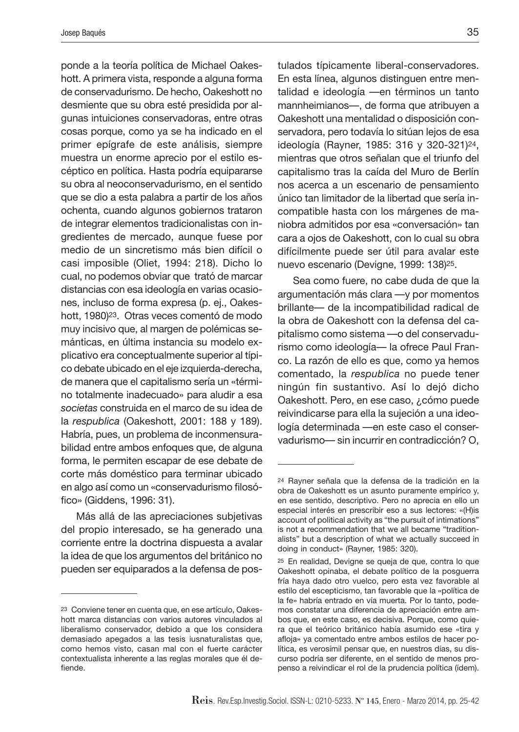ponde a la teoría política de Michael Oakeshott. A primera vista, responde a alguna forma de conservadurismo. De hecho, Oakeshott no desmiente que su obra esté presidida por algunas intuiciones conservadoras, entre otras cosas porque, como ya se ha indicado en el primer epígrafe de este análisis, siempre muestra un enorme aprecio por el estilo escéptico en política. Hasta podría equipararse su obra al neoconservadurismo, en el sentido que se dio a esta palabra a partir de los años ochenta, cuando algunos gobiernos trataron de integrar elementos tradicionalistas con ingredientes de mercado, aunque fuese por medio de un sincretismo más bien difícil o casi imposible (Oliet, 1994: 218). Dicho lo cual, no podemos obviar que trató de marcar distancias con esa ideología en varias ocasiones, incluso de forma expresa (p. ej., Oakeshott, 1980)[23]. Otras veces comentó de modo muy incisivo que, al margen de polémicas semánticas, en última instancia su modelo explicativo era conceptualmente superior al típico debate ubicado en el eje izquierda-derecha, de manera que el capitalismo sería un «término totalmente inadecuado» para aludir a esa *societas* construida en el marco de su idea de la *respublica* (Oakeshott, 2001: 188 y 189). Habría, pues, un problema de inconmensurabilidad entre ambos enfoques que, de alguna forma, le permiten escapar de ese debate de corte más doméstico para terminar ubicado en algo así como un «conservadurismo filosófico» (Giddens, 1996: 31).

Más allá de las apreciaciones subjetivas del propio interesado, se ha generado una corriente entre la doctrina dispuesta a avalar la idea de que los argumentos del británico no pueden ser equiparados a la defensa de postulados típicamente liberal-conservadores. En esta línea, algunos distinguen entre mentalidad e ideología —en términos un tanto mannheimianos—, de forma que atribuyen a Oakeshott una mentalidad o disposición conservadora, pero todavía lo sitúan lejos de esa ideología (Rayner, 1985: 316 y 320-321)[24], mientras que otros señalan que el triunfo del capitalismo tras la caída del Muro de Berlín nos acerca a un escenario de pensamiento único tan limitador de la libertad que sería incompatible hasta con los márgenes de maniobra admitidos por esa «conversación» tan cara a ojos de Oakeshott, con lo cual su obra difícilmente puede ser útil para avalar este nuevo escenario (Devigne, 1999: 138)[25].

Sea como fuere, no cabe duda de que la argumentación más clara —y por momentos brillante— de la incompatibilidad radical de la obra de Oakeshott con la defensa del capitalismo como sistema —o del conservadurismo como ideología— la ofrece Paul Franco. La razón de ello es que, como ya hemos comentado, la *respublica* no puede tener ningún fin sustantivo. Así lo dejó dicho Oakeshott. Pero, en ese caso, ¿cómo puede reivindicarse para ella la sujeción a una ideología determinada —en este caso el conservadurismo— sin incurrir en contradicción? O,

---

[23] Conviene tener en cuenta que, en ese artículo, Oakeshott marca distancias con varios autores vinculados al liberalismo conservador, debido a que los considera demasiado apegados a las tesis iusnaturalistas que, como hemos visto, casan mal con el fuerte carácter contextualista inherente a las reglas morales que él defiende.

[24] Rayner señala que la defensa de la tradición en la obra de Oakeshott es un asunto puramente empírico y, en ese sentido, descriptivo. Pero no aprecia en ello un especial interés en prescribir eso a sus lectores: «(H)is account of political activity as "the pursuit of intimations" is not a recommendation that we all became "traditionalists" but a description of what we actually succeed in doing in conduct» (Rayner, 1985: 320).

[25] En realidad, Devigne se queja de que, contra lo que Oakeshott opinaba, el debate político de la posguerra fría haya dado otro vuelco, pero esta vez favorable al estilo del escepticismo, tan favorable que la «política de la fe» habría entrado en vía muerta. Por lo tanto, podemos constatar una diferencia de apreciación entre ambos que, en este caso, es decisiva. Porque, como quiera que el teórico británico había asumido ese «tira y afloja» ya comentado entre ambos estilos de hacer política, es verosímil pensar que, en nuestros días, su discurso podría ser diferente, en el sentido de menos propenso a reivindicar el rol de la prudencia política (ídem).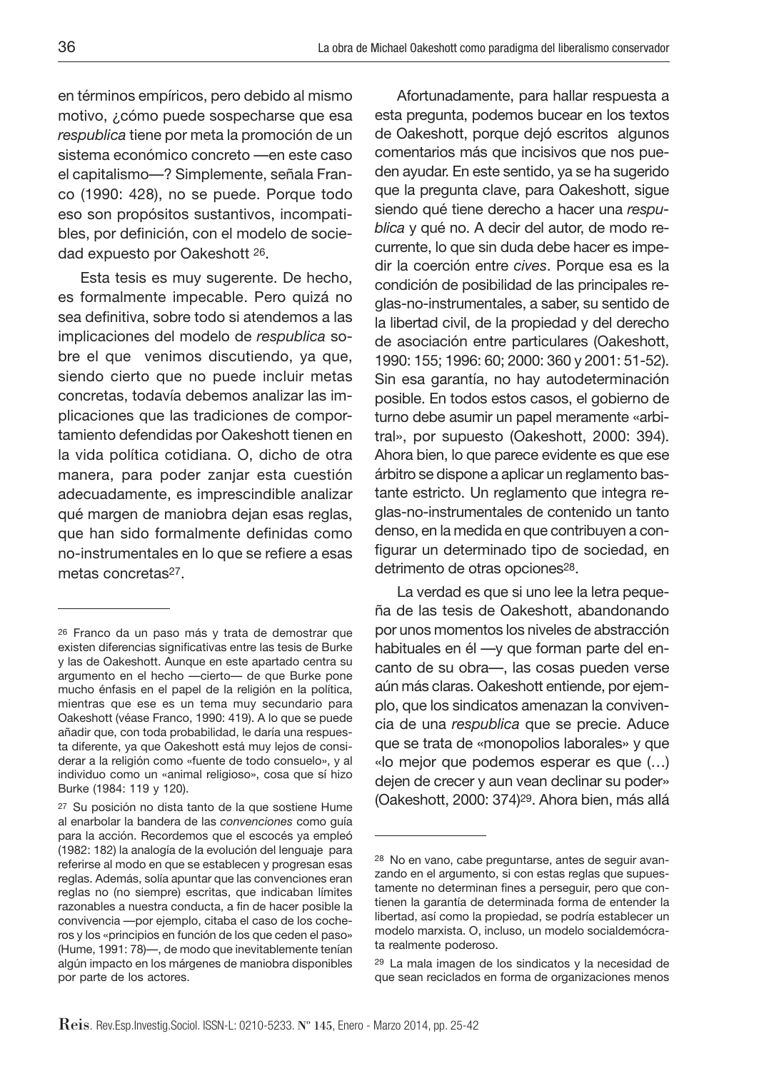en términos empíricos, pero debido al mismo motivo, ¿cómo puede sospecharse que esa *respublica* tiene por meta la promoción de un sistema económico concreto —en este caso el capitalismo—? Simplemente, señala Franco (1990: 428), no se puede. Porque todo eso son propósitos sustantivos, incompatibles, por definición, con el modelo de sociedad expuesto por Oakeshott [26].

Esta tesis es muy sugerente. De hecho, es formalmente impecable. Pero quizá no sea definitiva, sobre todo si atendemos a las implicaciones del modelo de *respublica* sobre el que venimos discutiendo, ya que, siendo cierto que no puede incluir metas concretas, todavía debemos analizar las implicaciones que las tradiciones de comportamiento defendidas por Oakeshott tienen en la vida política cotidiana. O, dicho de otra manera, para poder zanjar esta cuestión adecuadamente, es imprescindible analizar qué margen de maniobra dejan esas reglas, que han sido formalmente definidas como no-instrumentales en lo que se refiere a esas metas concretas[27].

Afortunadamente, para hallar respuesta a esta pregunta, podemos bucear en los textos de Oakeshott, porque dejó escritos algunos comentarios más que incisivos que nos pueden ayudar. En este sentido, ya se ha sugerido que la pregunta clave, para Oakeshott, sigue siendo qué tiene derecho a hacer una *respublica* y qué no. A decir del autor, de modo recurrente, lo que sin duda debe hacer es impedir la coerción entre *cives*. Porque esa es la condición de posibilidad de las principales reglas-no-instrumentales, a saber, su sentido de la libertad civil, de la propiedad y del derecho de asociación entre particulares (Oakeshott, 1990: 155; 1996: 60; 2000: 360 y 2001: 51-52). Sin esa garantía, no hay autodeterminación posible. En todos estos casos, el gobierno de turno debe asumir un papel meramente «arbitral», por supuesto (Oakeshott, 2000: 394). Ahora bien, lo que parece evidente es que ese árbitro se dispone a aplicar un reglamento bastante estricto. Un reglamento que integra reglas-no-instrumentales de contenido un tanto denso, en la medida en que contribuyen a configurar un determinado tipo de sociedad, en detrimento de otras opciones[28].

La verdad es que si uno lee la letra pequeña de las tesis de Oakeshott, abandonando por unos momentos los niveles de abstracción habituales en él —y que forman parte del encanto de su obra—, las cosas pueden verse aún más claras. Oakeshott entiende, por ejemplo, que los sindicatos amenazan la convivencia de una *respublica* que se precie. Aduce que se trata de «monopolios laborales» y que «lo mejor que podemos esperar es que (…) dejen de crecer y aun vean declinar su poder» (Oakeshott, 2000: 374)[29]. Ahora bien, más allá

---

[26] Franco da un paso más y trata de demostrar que existen diferencias significativas entre las tesis de Burke y las de Oakeshott. Aunque en este apartado centra su argumento en el hecho —cierto— de que Burke pone mucho énfasis en el papel de la religión en la política, mientras que ese es un tema muy secundario para Oakeshott (véase Franco, 1990: 419). A lo que se puede añadir que, con toda probabilidad, le daría una respuesta diferente, ya que Oakeshott está muy lejos de considerar a la religión como «fuente de todo consuelo», y al individuo como un «animal religioso», cosa que sí hizo Burke (1984: 119 y 120).

[27] Su posición no dista tanto de la que sostiene Hume al enarbolar la bandera de las *convenciones* como guía para la acción. Recordemos que el escocés ya empleó (1982: 182) la analogía de la evolución del lenguaje para referirse al modo en que se establecen y progresan esas reglas. Además, solía apuntar que las convenciones eran reglas no (no siempre) escritas, que indicaban límites razonables a nuestra conducta, a fin de hacer posible la convivencia —por ejemplo, citaba el caso de los cocheros y los «principios en función de los que ceden el paso» (Hume, 1991: 78)—, de modo que inevitablemente tenían algún impacto en los márgenes de maniobra disponibles por parte de los actores.

[28] No en vano, cabe preguntarse, antes de seguir avanzando en el argumento, si con estas reglas que supuestamente no determinan fines a perseguir, pero que contienen la garantía de determinada forma de entender la libertad, así como la propiedad, se podría establecer un modelo marxista. O, incluso, un modelo socialdemócrata realmente poderoso.

[29] La mala imagen de los sindicatos y la necesidad de que sean reciclados en forma de organizaciones menos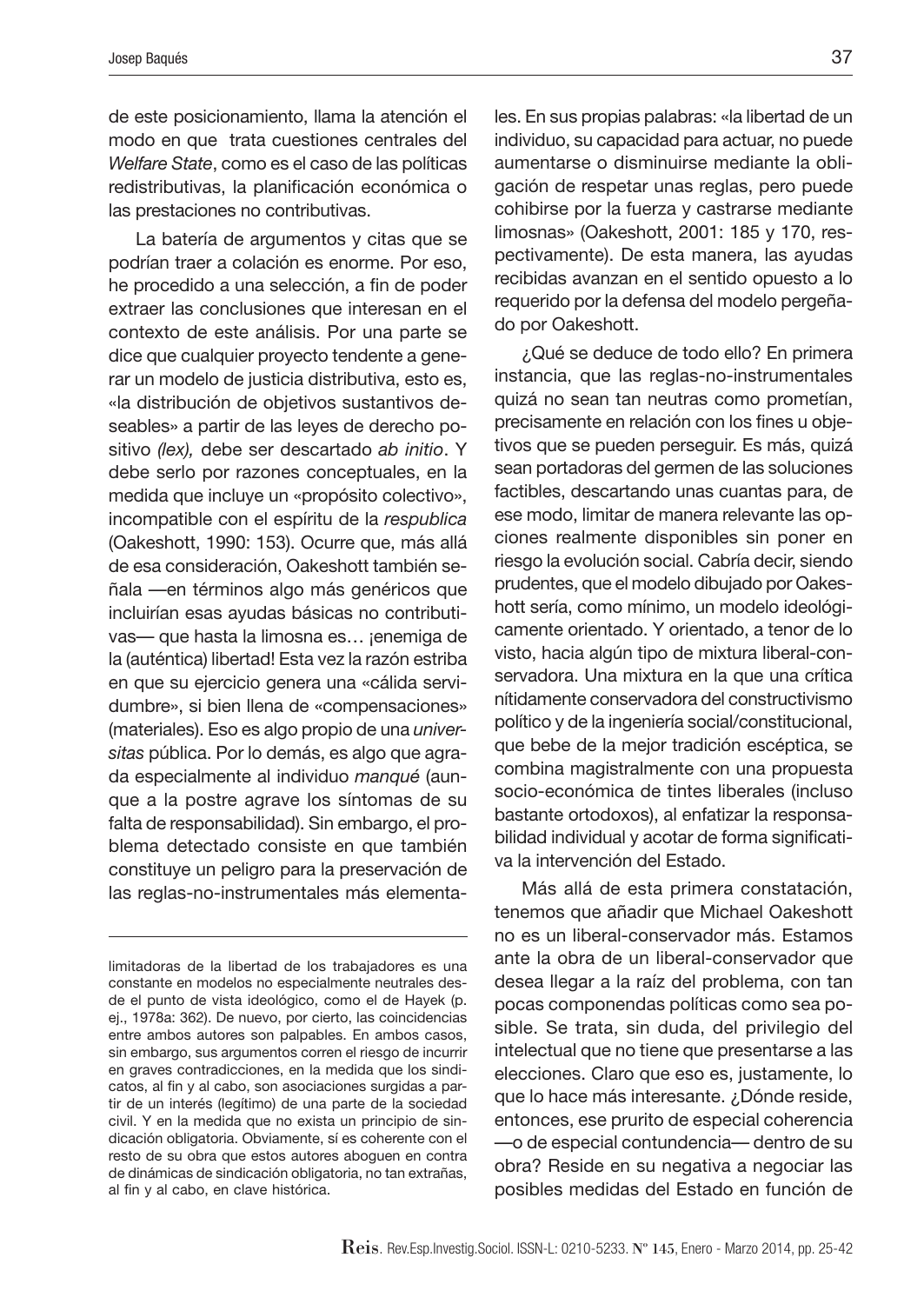de este posicionamiento, llama la atención el modo en que trata cuestiones centrales del *Welfare State*, como es el caso de las políticas redistributivas, la planificación económica o las prestaciones no contributivas.

La batería de argumentos y citas que se podrían traer a colación es enorme. Por eso, he procedido a una selección, a fin de poder extraer las conclusiones que interesan en el contexto de este análisis. Por una parte se dice que cualquier proyecto tendente a generar un modelo de justicia distributiva, esto es, «la distribución de objetivos sustantivos deseables» a partir de las leyes de derecho positivo *(lex),* debe ser descartado *ab initio*. Y debe serlo por razones conceptuales, en la medida que incluye un «propósito colectivo», incompatible con el espíritu de la *respublica* (Oakeshott, 1990: 153). Ocurre que, más allá de esa consideración, Oakeshott también señala —en términos algo más genéricos que incluirían esas ayudas básicas no contributivas— que hasta la limosna es… ¡enemiga de la (auténtica) libertad! Esta vez la razón estriba en que su ejercicio genera una «cálida servidumbre», si bien llena de «compensaciones» (materiales). Eso es algo propio de una *universitas* pública. Por lo demás, es algo que agrada especialmente al individuo *manqué* (aunque a la postre agrave los síntomas de su falta de responsabilidad). Sin embargo, el problema detectado consiste en que también constituye un peligro para la preservación de las reglas-no-instrumentales más elementales. En sus propias palabras: «la libertad de un individuo, su capacidad para actuar, no puede aumentarse o disminuirse mediante la obligación de respetar unas reglas, pero puede cohibirse por la fuerza y castrarse mediante limosnas» (Oakeshott, 2001: 185 y 170, respectivamente). De esta manera, las ayudas recibidas avanzan en el sentido opuesto a lo requerido por la defensa del modelo pergeñado por Oakeshott.

¿Qué se deduce de todo ello? En primera instancia, que las reglas-no-instrumentales quizá no sean tan neutras como prometían, precisamente en relación con los fines u objetivos que se pueden perseguir. Es más, quizá sean portadoras del germen de las soluciones factibles, descartando unas cuantas para, de ese modo, limitar de manera relevante las opciones realmente disponibles sin poner en riesgo la evolución social. Cabría decir, siendo prudentes, que el modelo dibujado por Oakeshott sería, como mínimo, un modelo ideológicamente orientado. Y orientado, a tenor de lo visto, hacia algún tipo de mixtura liberal-conservadora. Una mixtura en la que una crítica nítidamente conservadora del constructivismo político y de la ingeniería social/constitucional, que bebe de la mejor tradición escéptica, se combina magistralmente con una propuesta socio-económica de tintes liberales (incluso bastante ortodoxos), al enfatizar la responsabilidad individual y acotar de forma significativa la intervención del Estado.

Más allá de esta primera constatación, tenemos que añadir que Michael Oakeshott no es un liberal-conservador más. Estamos ante la obra de un liberal-conservador que desea llegar a la raíz del problema, con tan pocas componendas políticas como sea posible. Se trata, sin duda, del privilegio del intelectual que no tiene que presentarse a las elecciones. Claro que eso es, justamente, lo que lo hace más interesante. ¿Dónde reside, entonces, ese prurito de especial coherencia —o de especial contundencia— dentro de su obra? Reside en su negativa a negociar las posibles medidas del Estado en función de

---

limitadoras de la libertad de los trabajadores es una constante en modelos no especialmente neutrales desde el punto de vista ideológico, como el de Hayek (p. ej., 1978a: 362). De nuevo, por cierto, las coincidencias entre ambos autores son palpables. En ambos casos, sin embargo, sus argumentos corren el riesgo de incurrir en graves contradicciones, en la medida que los sindicatos, al fin y al cabo, son asociaciones surgidas a partir de un interés (legítimo) de una parte de la sociedad civil. Y en la medida que no exista un principio de sindicación obligatoria. Obviamente, sí es coherente con el resto de su obra que estos autores aboguen en contra de dinámicas de sindicación obligatoria, no tan extrañas, al fin y al cabo, en clave histórica.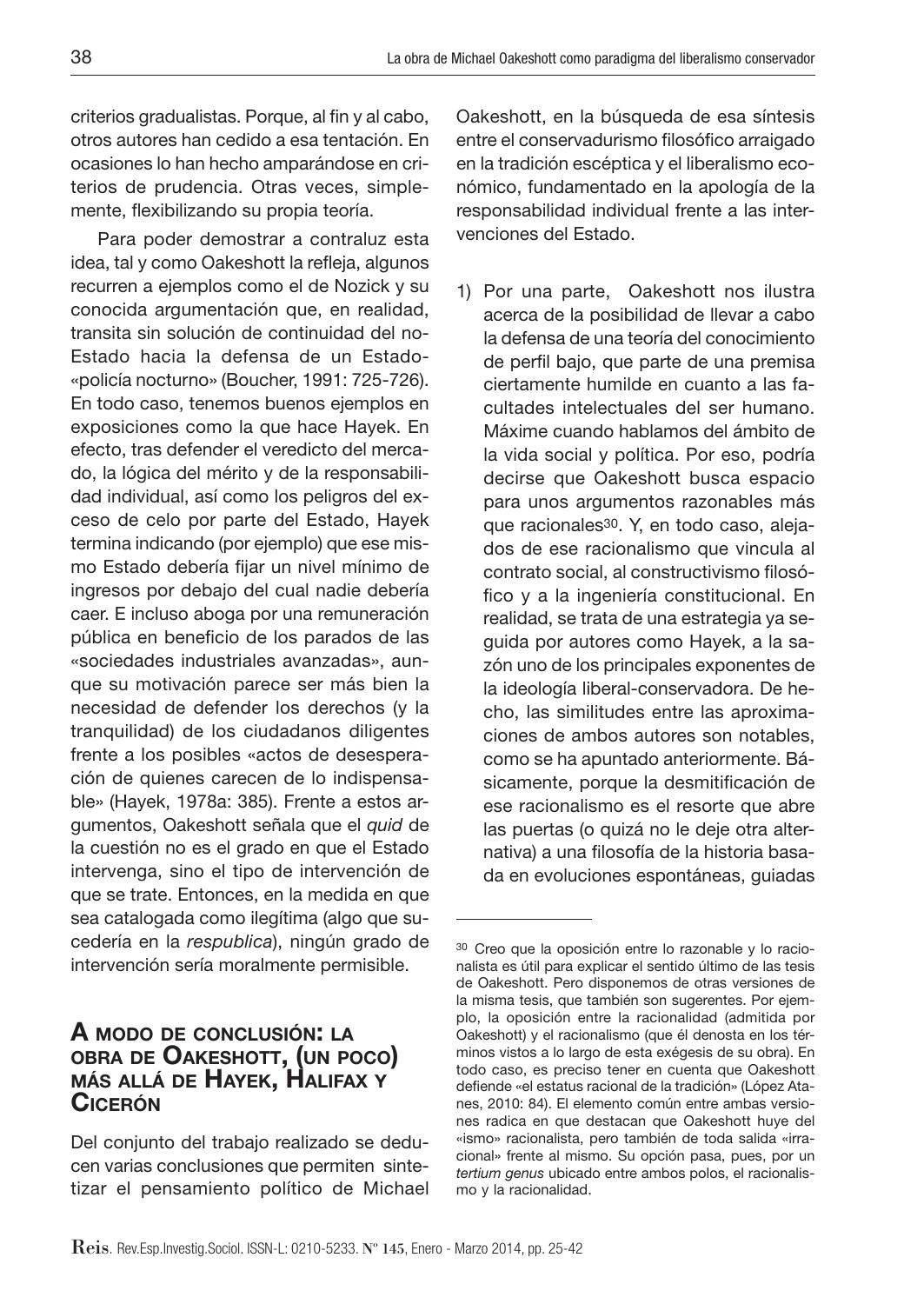criterios gradualistas. Porque, al fin y al cabo, otros autores han cedido a esa tentación. En ocasiones lo han hecho amparándose en criterios de prudencia. Otras veces, simplemente, flexibilizando su propia teoría.

Para poder demostrar a contraluz esta idea, tal y como Oakeshott la refleja, algunos recurren a ejemplos como el de Nozick y su conocida argumentación que, en realidad, transita sin solución de continuidad del no-Estado hacia la defensa de un Estado-«policía nocturno» (Boucher, 1991: 725-726). En todo caso, tenemos buenos ejemplos en exposiciones como la que hace Hayek. En efecto, tras defender el veredicto del mercado, la lógica del mérito y de la responsabilidad individual, así como los peligros del exceso de celo por parte del Estado, Hayek termina indicando (por ejemplo) que ese mismo Estado debería fijar un nivel mínimo de ingresos por debajo del cual nadie debería caer. E incluso aboga por una remuneración pública en beneficio de los parados de las «sociedades industriales avanzadas», aunque su motivación parece ser más bien la necesidad de defender los derechos (y la tranquilidad) de los ciudadanos diligentes frente a los posibles «actos de desesperación de quienes carecen de lo indispensable» (Hayek, 1978a: 385). Frente a estos argumentos, Oakeshott señala que el *quid* de la cuestión no es el grado en que el Estado intervenga, sino el tipo de intervención de que se trate. Entonces, en la medida en que sea catalogada como ilegítima (algo que sucedería en la *respublica*), ningún grado de intervención sería moralmente permisible.

## A modo de conclusión: la obra de Oakeshott, (un poco) más allá de Hayek, Halifax y Cicerón

Del conjunto del trabajo realizado se deducen varias conclusiones que permiten sintetizar el pensamiento político de Michael Oakeshott, en la búsqueda de esa síntesis entre el conservadurismo filosófico arraigado en la tradición escéptica y el liberalismo económico, fundamentado en la apología de la responsabilidad individual frente a las intervenciones del Estado.

1) Por una parte, Oakeshott nos ilustra acerca de la posibilidad de llevar a cabo la defensa de una teoría del conocimiento de perfil bajo, que parte de una premisa ciertamente humilde en cuanto a las facultades intelectuales del ser humano. Máxime cuando hablamos del ámbito de la vida social y política. Por eso, podría decirse que Oakeshott busca espacio para unos argumentos razonables más que racionales[30]. Y, en todo caso, alejados de ese racionalismo que vincula al contrato social, al constructivismo filosófico y a la ingeniería constitucional. En realidad, se trata de una estrategia ya seguida por autores como Hayek, a la sazón uno de los principales exponentes de la ideología liberal-conservadora. De hecho, las similitudes entre las aproximaciones de ambos autores son notables, como se ha apuntado anteriormente. Básicamente, porque la desmitificación de ese racionalismo es el resorte que abre las puertas (o quizá no le deje otra alternativa) a una filosofía de la historia basada en evoluciones espontáneas, guiadas

---

[30] Creo que la oposición entre lo razonable y lo racionalista es útil para explicar el sentido último de las tesis de Oakeshott. Pero disponemos de otras versiones de la misma tesis, que también son sugerentes. Por ejemplo, la oposición entre la racionalidad (admitida por Oakeshott) y el racionalismo (que él denosta en los términos vistos a lo largo de esta exégesis de su obra). En todo caso, es preciso tener en cuenta que Oakeshott defiende «el estatus racional de la tradición» (López Atanes, 2010: 84). El elemento común entre ambas versiones radica en que destacan que Oakeshott huye del «ismo» racionalista, pero también de toda salida «irracional» frente al mismo. Su opción pasa, pues, por un *tertium genus* ubicado entre ambos polos, el racionalismo y la racionalidad.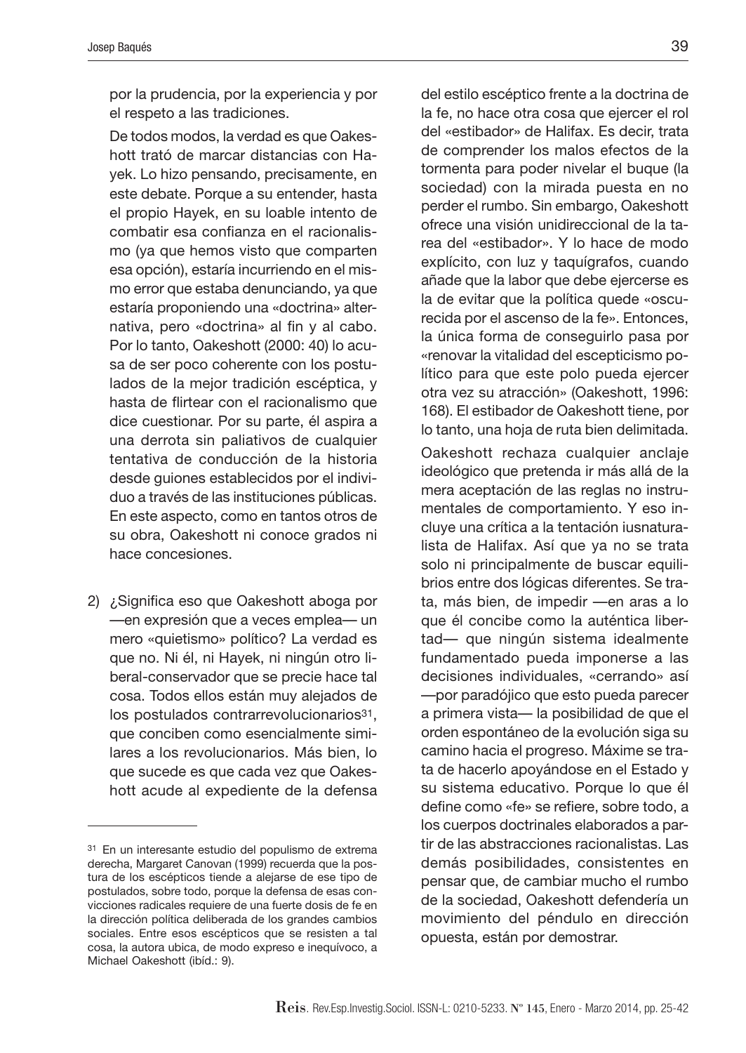por la prudencia, por la experiencia y por el respeto a las tradiciones.

De todos modos, la verdad es que Oakeshott trató de marcar distancias con Hayek. Lo hizo pensando, precisamente, en este debate. Porque a su entender, hasta el propio Hayek, en su loable intento de combatir esa confianza en el racionalismo (ya que hemos visto que comparten esa opción), estaría incurriendo en el mismo error que estaba denunciando, ya que estaría proponiendo una «doctrina» alternativa, pero «doctrina» al fin y al cabo. Por lo tanto, Oakeshott (2000: 40) lo acusa de ser poco coherente con los postulados de la mejor tradición escéptica, y hasta de flirtear con el racionalismo que dice cuestionar. Por su parte, él aspira a una derrota sin paliativos de cualquier tentativa de conducción de la historia desde guiones establecidos por el individuo a través de las instituciones públicas. En este aspecto, como en tantos otros de su obra, Oakeshott ni conoce grados ni hace concesiones.

2) ¿Significa eso que Oakeshott aboga por —en expresión que a veces emplea— un mero «quietismo» político? La verdad es que no. Ni él, ni Hayek, ni ningún otro liberal-conservador que se precie hace tal cosa. Todos ellos están muy alejados de los postulados contrarrevolucionarios[31], que conciben como esencialmente similares a los revolucionarios. Más bien, lo que sucede es que cada vez que Oakeshott acude al expediente de la defensa del estilo escéptico frente a la doctrina de la fe, no hace otra cosa que ejercer el rol del «estibador» de Halifax. Es decir, trata de comprender los malos efectos de la tormenta para poder nivelar el buque (la sociedad) con la mirada puesta en no perder el rumbo. Sin embargo, Oakeshott ofrece una visión unidireccional de la tarea del «estibador». Y lo hace de modo explícito, con luz y taquígrafos, cuando añade que la labor que debe ejercerse es la de evitar que la política quede «oscurecida por el ascenso de la fe». Entonces, la única forma de conseguirlo pasa por «renovar la vitalidad del escepticismo político para que este polo pueda ejercer otra vez su atracción» (Oakeshott, 1996: 168). El estibador de Oakeshott tiene, por lo tanto, una hoja de ruta bien delimitada.

Oakeshott rechaza cualquier anclaje ideológico que pretenda ir más allá de la mera aceptación de las reglas no instrumentales de comportamiento. Y eso incluye una crítica a la tentación iusnaturalista de Halifax. Así que ya no se trata solo ni principalmente de buscar equilibrios entre dos lógicas diferentes. Se trata, más bien, de impedir —en aras a lo que él concibe como la auténtica libertad— que ningún sistema idealmente fundamentado pueda imponerse a las decisiones individuales, «cerrando» así —por paradójico que esto pueda parecer a primera vista— la posibilidad de que el orden espontáneo de la evolución siga su camino hacia el progreso. Máxime se trata de hacerlo apoyándose en el Estado y su sistema educativo. Porque lo que él define como «fe» se refiere, sobre todo, a los cuerpos doctrinales elaborados a partir de las abstracciones racionalistas. Las demás posibilidades, consistentes en pensar que, de cambiar mucho el rumbo de la sociedad, Oakeshott defendería un movimiento del péndulo en dirección opuesta, están por demostrar.

---

[31] En un interesante estudio del populismo de extrema derecha, Margaret Canovan (1999) recuerda que la postura de los escépticos tiende a alejarse de ese tipo de postulados, sobre todo, porque la defensa de esas convicciones radicales requiere de una fuerte dosis de fe en la dirección política deliberada de los grandes cambios sociales. Entre esos escépticos que se resisten a tal cosa, la autora ubica, de modo expreso e inequívoco, a Michael Oakeshott (ibíd.: 9).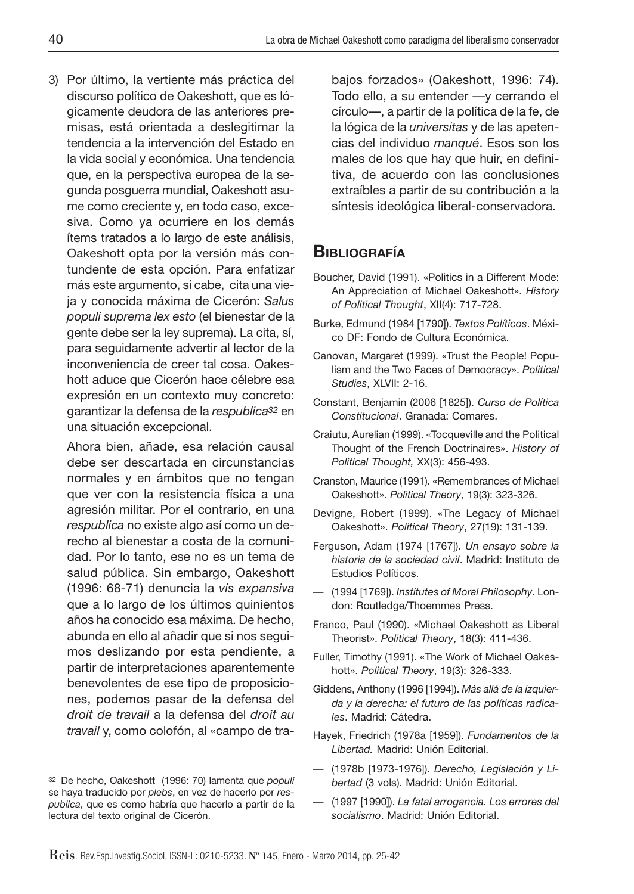3) Por último, la vertiente más práctica del discurso político de Oakeshott, que es lógicamente deudora de las anteriores premisas, está orientada a deslegitimar la tendencia a la intervención del Estado en la vida social y económica. Una tendencia que, en la perspectiva europea de la segunda posguerra mundial, Oakeshott asume como creciente y, en todo caso, excesiva. Como ya ocurriere en los demás ítems tratados a lo largo de este análisis, Oakeshott opta por la versión más contundente de esta opción. Para enfatizar más este argumento, si cabe, cita una vieja y conocida máxima de Cicerón: *Salus populi suprema lex esto* (el bienestar de la gente debe ser la ley suprema). La cita, sí, para seguidamente advertir al lector de la inconveniencia de creer tal cosa. Oakeshott aduce que Cicerón hace célebre esa expresión en un contexto muy concreto: garantizar la defensa de la *respublica*[32] en una situación excepcional.

   Ahora bien, añade, esa relación causal debe ser descartada en circunstancias normales y en ámbitos que no tengan que ver con la resistencia física a una agresión militar. Por el contrario, en una *respublica* no existe algo así como un derecho al bienestar a costa de la comunidad. Por lo tanto, ese no es un tema de salud pública. Sin embargo, Oakeshott (1996: 68-71) denuncia la *vis expansiva* que a lo largo de los últimos quinientos años ha conocido esa máxima. De hecho, abunda en ello al añadir que si nos seguimos deslizando por esta pendiente, a partir de interpretaciones aparentemente benevolentes de ese tipo de proposiciones, podemos pasar de la defensa del *droit de travail* a la defensa del *droit au travail* y, como colofón, al «campo de trabajos forzados» (Oakeshott, 1996: 74). Todo ello, a su entender —y cerrando el círculo—, a partir de la política de la fe, de la lógica de la *universitas* y de las apetencias del individuo *manqué*. Esos son los males de los que hay que huir, en definitiva, de acuerdo con las conclusiones extraíbles a partir de su contribución a la síntesis ideológica liberal-conservadora.

[32] De hecho, Oakeshott (1996: 70) lamenta que *populi* se haya traducido por *plebs*, en vez de hacerlo por *respublica*, que es como habría que hacerlo a partir de la lectura del texto original de Cicerón.

## Bibliografía

Boucher, David (1991). «Politics in a Different Mode: An Appreciation of Michael Oakeshott». *History of Political Thought*, XII(4): 717-728.

Burke, Edmund (1984 [1790]). *Textos Políticos*. México DF: Fondo de Cultura Económica.

Canovan, Margaret (1999). «Trust the People! Populism and the Two Faces of Democracy». *Political Studies*, XLVII: 2-16.

Constant, Benjamin (2006 [1825]). *Curso de Política Constitucional*. Granada: Comares.

Craiutu, Aurelian (1999). «Tocqueville and the Political Thought of the French Doctrinaires». *History of Political Thought,* XX(3): 456-493.

Cranston, Maurice (1991). «Remembrances of Michael Oakeshott». *Political Theory*, 19(3): 323-326.

Devigne, Robert (1999). «The Legacy of Michael Oakeshott». *Political Theory*, 27(19): 131-139.

Ferguson, Adam (1974 [1767]). *Un ensayo sobre la historia de la sociedad civil*. Madrid: Instituto de Estudios Políticos.

— (1994 [1769]). *Institutes of Moral Philosophy*. London: Routledge/Thoemmes Press.

Franco, Paul (1990). «Michael Oakeshott as Liberal Theorist». *Political Theory*, 18(3): 411-436.

Fuller, Timothy (1991). «The Work of Michael Oakeshott». *Political Theory*, 19(3): 326-333.

Giddens, Anthony (1996 [1994]). *Más allá de la izquierda y la derecha: el futuro de las políticas radicales*. Madrid: Cátedra.

Hayek, Friedrich (1978a [1959]). *Fundamentos de la Libertad.* Madrid: Unión Editorial.

— (1978b [1973-1976]). *Derecho, Legislación y Libertad* (3 vols). Madrid: Unión Editorial.

— (1997 [1990]). *La fatal arrogancia. Los errores del socialismo*. Madrid: Unión Editorial.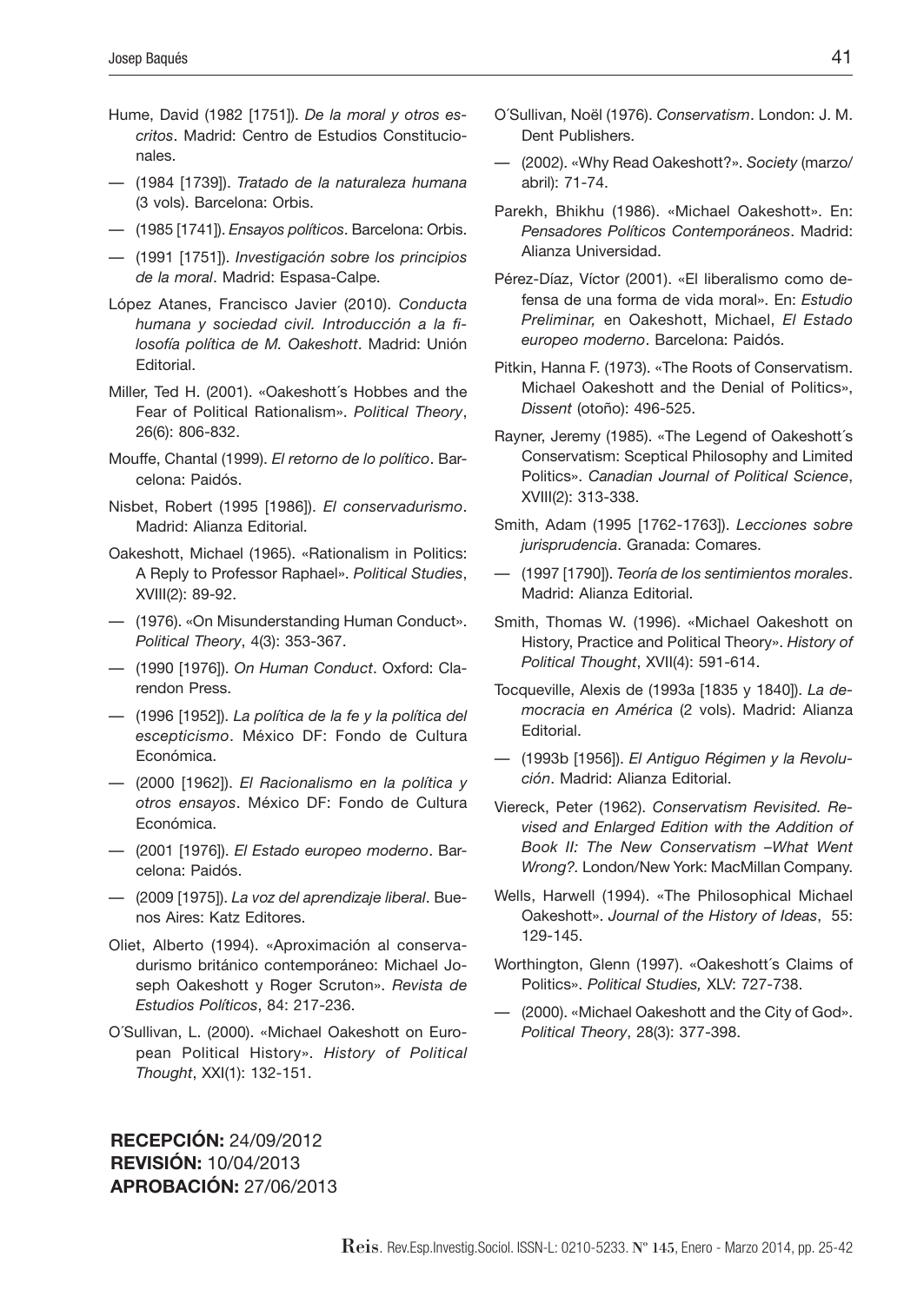Hume, David (1982 [1751]). *De la moral y otros escritos*. Madrid: Centro de Estudios Constitucionales.

— (1984 [1739]). *Tratado de la naturaleza humana* (3 vols). Barcelona: Orbis.

— (1985 [1741]). *Ensayos políticos*. Barcelona: Orbis.

— (1991 [1751]). *Investigación sobre los principios de la moral*. Madrid: Espasa-Calpe.

López Atanes, Francisco Javier (2010). *Conducta humana y sociedad civil. Introducción a la filosofía política de M. Oakeshott*. Madrid: Unión Editorial.

Miller, Ted H. (2001). «Oakeshott´s Hobbes and the Fear of Political Rationalism». *Political Theory*, 26(6): 806-832.

Mouffe, Chantal (1999). *El retorno de lo político*. Barcelona: Paidós.

Nisbet, Robert (1995 [1986]). *El conservadurismo*. Madrid: Alianza Editorial.

Oakeshott, Michael (1965). «Rationalism in Politics: A Reply to Professor Raphael». *Political Studies*, XVIII(2): 89-92.

— (1976). «On Misunderstanding Human Conduct». *Political Theory*, 4(3): 353-367.

— (1990 [1976]). *On Human Conduct*. Oxford: Clarendon Press.

— (1996 [1952]). *La política de la fe y la política del escepticismo*. México DF: Fondo de Cultura Económica.

— (2000 [1962]). *El Racionalismo en la política y otros ensayos*. México DF: Fondo de Cultura Económica.

— (2001 [1976]). *El Estado europeo moderno*. Barcelona: Paidós.

— (2009 [1975]). *La voz del aprendizaje liberal*. Buenos Aires: Katz Editores.

Oliet, Alberto (1994). «Aproximación al conservadurismo británico contemporáneo: Michael Joseph Oakeshott y Roger Scruton». *Revista de Estudios Políticos*, 84: 217-236.

O´Sullivan, L. (2000). «Michael Oakeshott on European Political History». *History of Political Thought*, XXI(1): 132-151.

O´Sullivan, Noël (1976). *Conservatism*. London: J. M. Dent Publishers.

— (2002). «Why Read Oakeshott?». *Society* (marzo/abril): 71-74.

Parekh, Bhikhu (1986). «Michael Oakeshott». En: *Pensadores Políticos Contemporáneos*. Madrid: Alianza Universidad.

Pérez-Díaz, Víctor (2001). «El liberalismo como defensa de una forma de vida moral». En: *Estudio Preliminar,* en Oakeshott, Michael, *El Estado europeo moderno*. Barcelona: Paidós.

Pitkin, Hanna F. (1973). «The Roots of Conservatism. Michael Oakeshott and the Denial of Politics», *Dissent* (otoño): 496-525.

Rayner, Jeremy (1985). «The Legend of Oakeshott´s Conservatism: Sceptical Philosophy and Limited Politics». *Canadian Journal of Political Science*, XVIII(2): 313-338.

Smith, Adam (1995 [1762-1763]). *Lecciones sobre jurisprudencia*. Granada: Comares.

— (1997 [1790]). *Teoría de los sentimientos morales*. Madrid: Alianza Editorial.

Smith, Thomas W. (1996). «Michael Oakeshott on History, Practice and Political Theory». *History of Political Thought*, XVII(4): 591-614.

Tocqueville, Alexis de (1993a [1835 y 1840]). *La democracia en América* (2 vols). Madrid: Alianza Editorial.

— (1993b [1956]). *El Antiguo Régimen y la Revolución*. Madrid: Alianza Editorial.

Viereck, Peter (1962). *Conservatism Revisited. Revised and Enlarged Edition with the Addition of Book II: The New Conservatism –What Went Wrong?.* London/New York: MacMillan Company.

Wells, Harwell (1994). «The Philosophical Michael Oakeshott». *Journal of the History of Ideas*, 55: 129-145.

Worthington, Glenn (1997). «Oakeshott´s Claims of Politics». *Political Studies,* XLV: 727-738.

— (2000). «Michael Oakeshott and the City of God». *Political Theory*, 28(3): 377-398.

**RECEPCIÓN:** 24/09/2012
**REVISIÓN:** 10/04/2013
**APROBACIÓN:** 27/06/2013